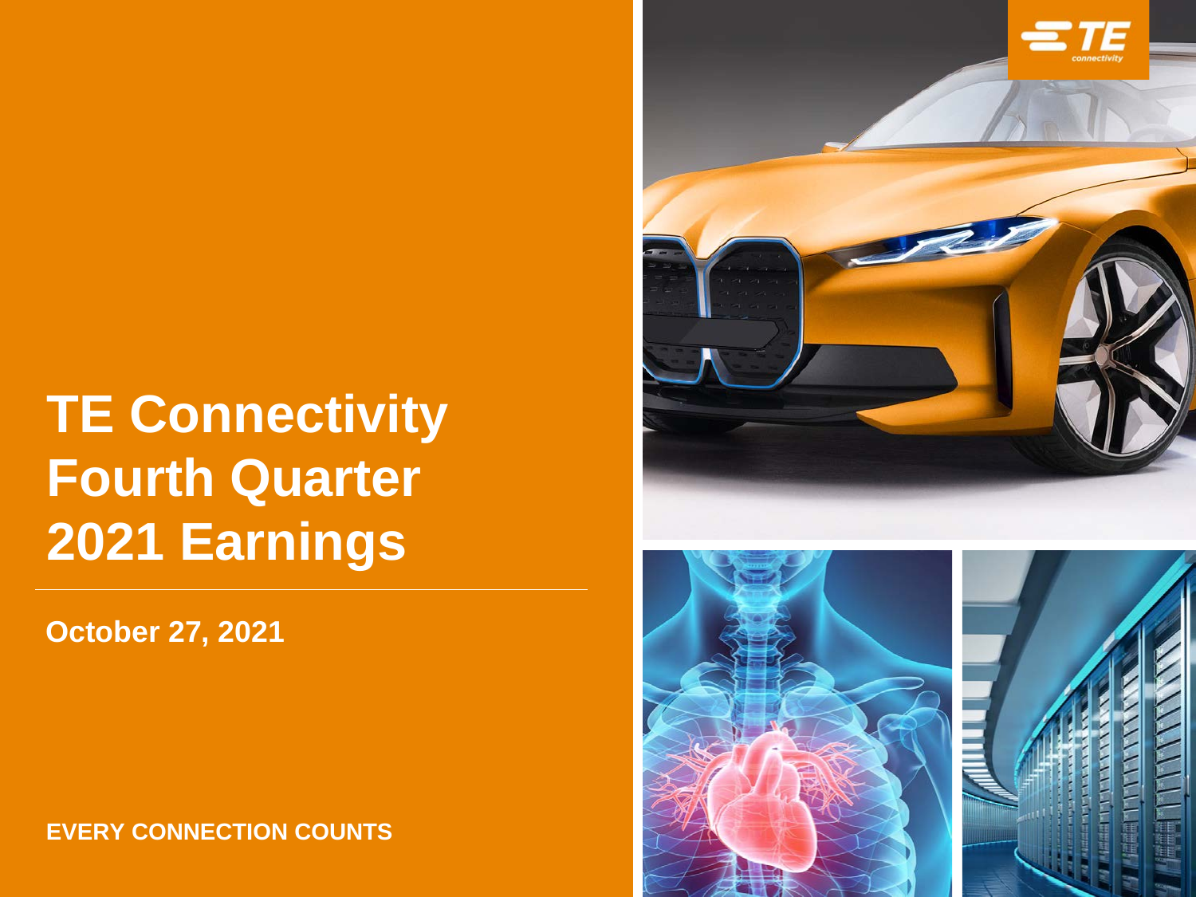# TE Connectivity Fourth Quarter 2021 Earnings

**October 27, 2021**

**EVERY CONNECTION COUNTS**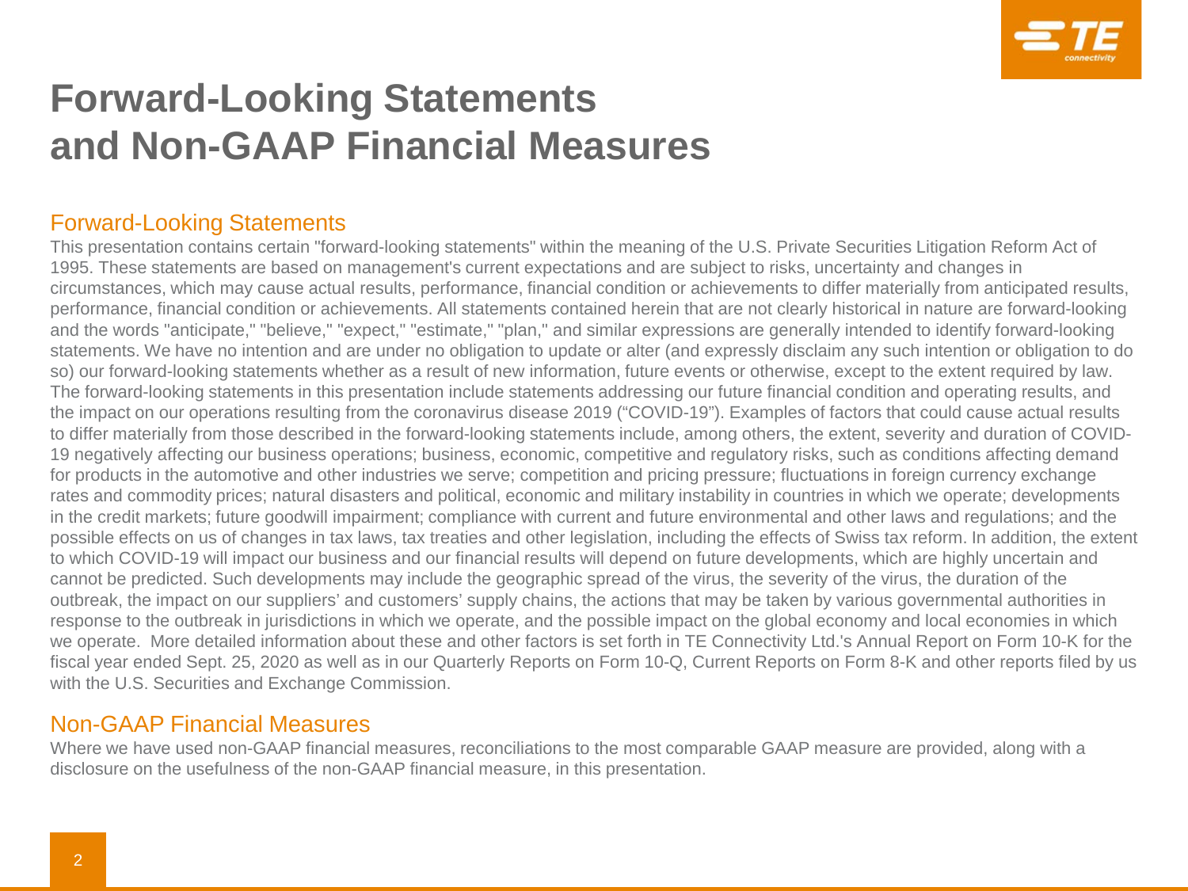# Forward-Looking Statements and Non-GAAP Financial Measures

## Forward-Looking Statements

This presentation contains certain "forward-looking statements" within the meaning of the U.S. Private Securities Litigation Reform Act of 1995. These statements are based on management's current expectations and are subject to risks, uncertainty and changes in circumstances, which may cause actual results, performance, financial condition or achievements to differ materially from anticipated results, performance, financial condition or achievements. All statements contained herein that are not clearly historical in nature are forward-looking and the words "anticipate," "believe," "expect," "estimate," "plan," and similar expressions are generally intended to identify forward-looking statements. We have no intention and are under no obligation to update or alter (and expressly disclaim any such intention or obligation to do so) our forward-looking statements whether as a result of new information, future events or otherwise, except to the extent required by law. The forward-looking statements in this presentation include statements addressing our future financial condition and operating results, and the impact on our operations resulting from the coronavirus disease 2019 ("COVID-19"). Examples of factors that could cause actual results to differ materially from those described in the forward-looking statements include, among others, the extent, severity and duration of COVID-19 negatively affecting our business operations; business, economic, competitive and regulatory risks, such as conditions affecting demand for products in the automotive and other industries we serve; competition and pricing pressure; fluctuations in foreign currency exchange rates and commodity prices; natural disasters and political, economic and military instability in countries in which we operate; developments in the credit markets; future goodwill impairment; compliance with current and future environmental and other laws and regulations; and the possible effects on us of changes in tax laws, tax treaties and other legislation, including the effects of Swiss tax reform. In addition, the extent to which COVID-19 will impact our business and our financial results will depend on future developments, which are highly uncertain and cannot be predicted. Such developments may include the geographic spread of the virus, the severity of the virus, the duration of the outbreak, the impact on our suppliers' and customers' supply chains, the actions that may be taken by various governmental authorities in response to the outbreak in jurisdictions in which we operate, and the possible impact on the global economy and local economies in which we operate. More detailed information about these and other factors is set forth in TE Connectivity Ltd.'s Annual Report on Form 10-K for the fiscal year ended Sept. 25, 2020 as well as in our Quarterly Reports on Form 10-Q, Current Reports on Form 8-K and other reports filed by us with the U.S. Securities and Exchange Commission.

## Non-GAAP Financial Measures

Where we have used non-GAAP financial measures, reconciliations to the most comparable GAAP measure are provided, along with a disclosure on the usefulness of the non-GAAP financial measure, in this presentation.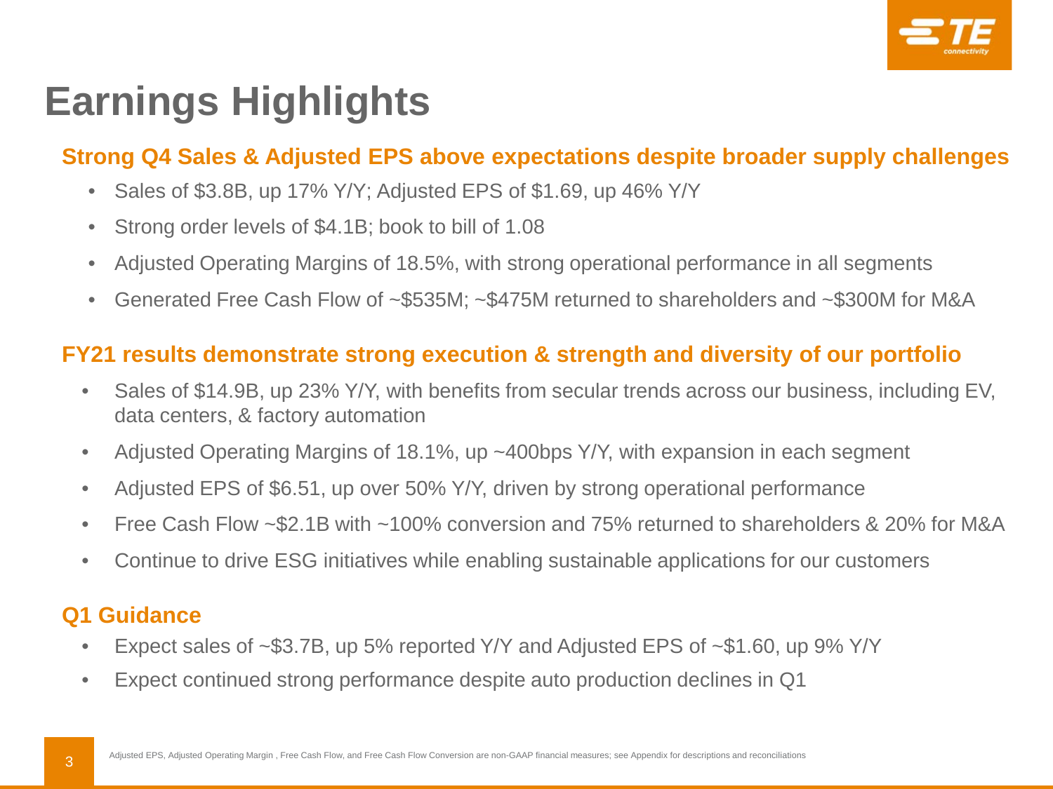# Earnings Highlights

## Strong Q4 Sales & Adjusted EPS above expectations despite broader supply challenges

- Sales of $3.8B, up 17% Y/Y; Adjusted EPS of $1.69, up 46% Y/Y
- Strong order levels of $4.1B; book to bill of 1.08
- Adjusted Operating Margins of 18.5%, with strong operational performance in all segments
- Generated Free Cash Flow of ~$535M; ~$475M returned to shareholders and ~$300M for M&A

## FY21 results demonstrate strong execution & strength and diversity of our portfolio

- Sales of $14.9B, up 23% Y/Y, with benefits from secular trends across our business, including EV, data centers, & factory automation
- Adjusted Operating Margins of 18.1%, up ~400bps Y/Y, with expansion in each segment
- Adjusted EPS of $6.51, up over 50% Y/Y, driven by strong operational performance
- Free Cash Flow ~$2.1B with ~100% conversion and 75% returned to shareholders & 20% for M&A
- Continue to drive ESG initiatives while enabling sustainable applications for our customers

## Q1 Guidance

- Expect sales of ~$3.7B, up 5% reported Y/Y and Adjusted EPS of ~$1.60, up 9% Y/Y
- Expect continued strong performance despite auto production declines in Q1

Adjusted EPS, Adjusted Operating Margin , Free Cash Flow, and Free Cash Flow Conversion are non-GAAP financial measures; see Appendix for descriptions and reconciliations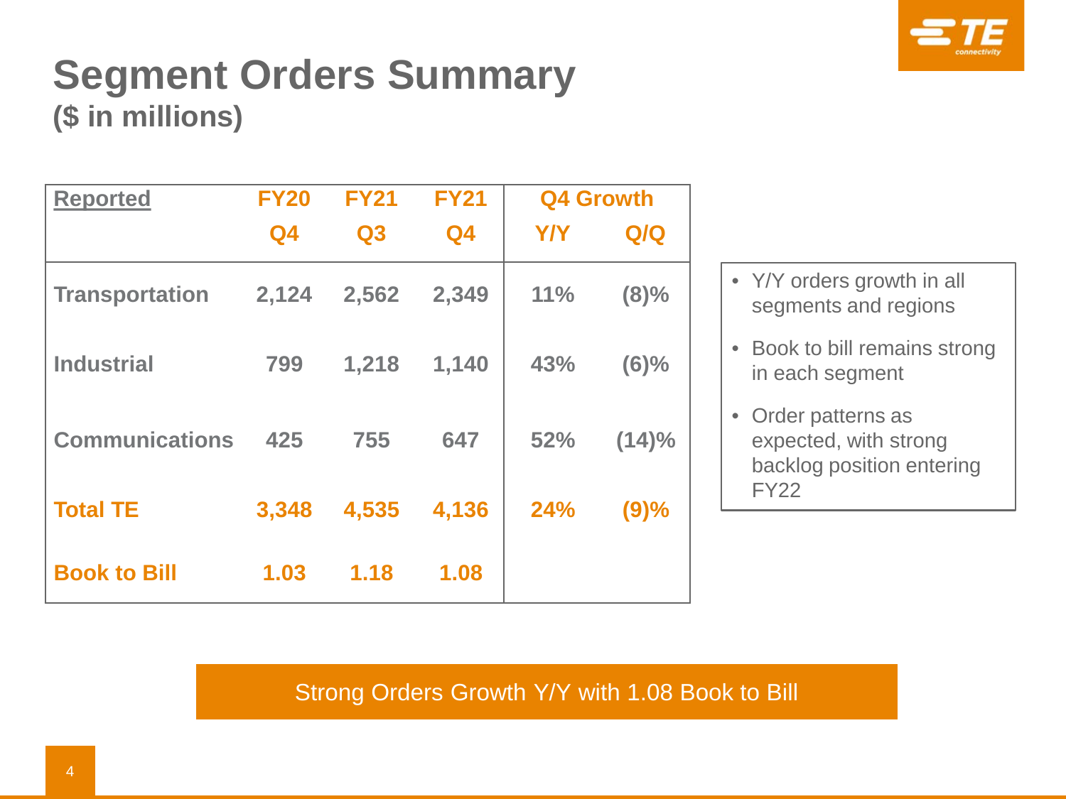# Segment Orders Summary

**($ in millions)**

| Reported | FY20 Q4 | FY21 Q3 | FY21 Q4 | Q4 Growth Y/Y | Q4 Growth Q/Q |
|---|---|---|---|---|---|
| Transportation | 2,124 | 2,562 | 2,349 | 11% | (8)% |
| Industrial | 799 | 1,218 | 1,140 | 43% | (6)% |
| Communications | 425 | 755 | 647 | 52% | (14)% |
| **Total TE** | **3,348** | **4,535** | **4,136** | **24%** | **(9)%** |
| **Book to Bill** | **1.03** | **1.18** | **1.08** | | |

- Y/Y orders growth in all segments and regions
- Book to bill remains strong in each segment
- Order patterns as expected, with strong backlog position entering FY22

Strong Orders Growth Y/Y with 1.08 Book to Bill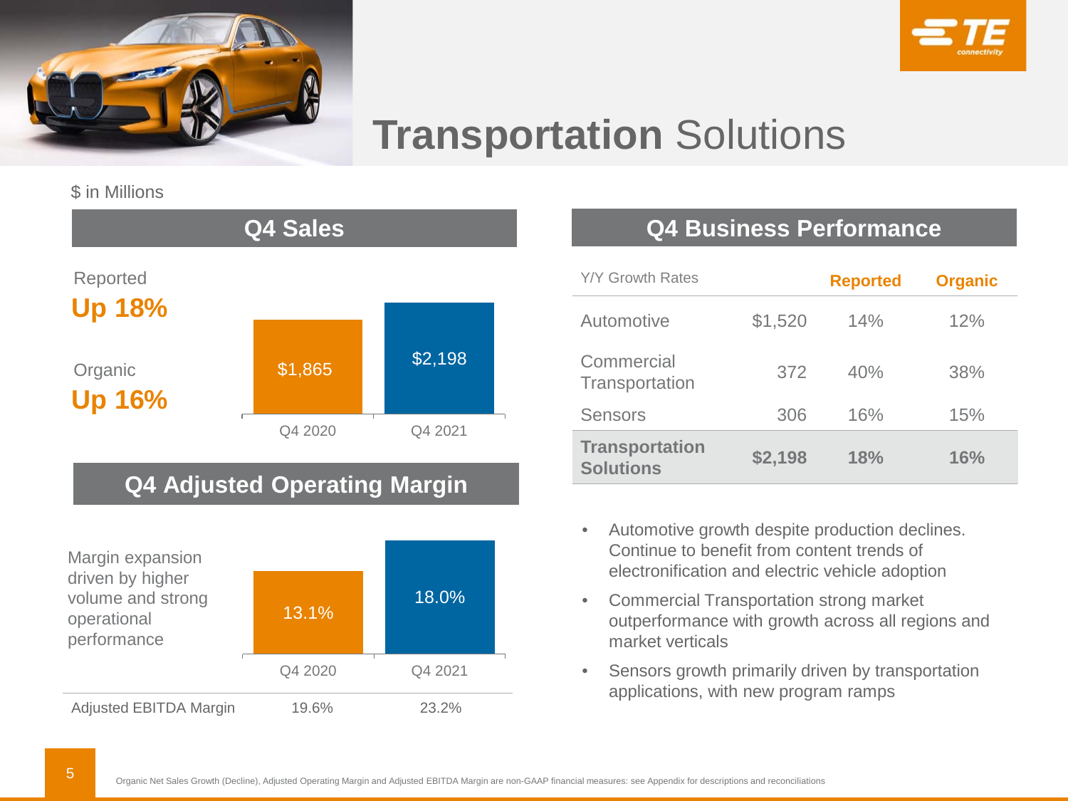# Transportation Solutions

$ in Millions

## Q4 Sales

Reported
**Up 18%**

Organic
**Up 16%**

| | Q4 2020 | Q4 2021 |
|---|---|---|
| Sales | $1,865 | $2,198 |

## Q4 Adjusted Operating Margin

Margin expansion driven by higher volume and strong operational performance

| | Q4 2020 | Q4 2021 |
|---|---|---|
| Adjusted Operating Margin | 13.1% | 18.0% |
| Adjusted EBITDA Margin | 19.6% | 23.2% |

## Q4 Business Performance

| Y/Y Growth Rates | | Reported | Organic |
|---|---|---|---|
| Automotive | $1,520 | 14% | 12% |
| Commercial Transportation | 372 | 40% | 38% |
| Sensors | 306 | 16% | 15% |
| **Transportation Solutions** | **$2,198** | **18%** | **16%** |

- Automotive growth despite production declines. Continue to benefit from content trends of electronification and electric vehicle adoption
- Commercial Transportation strong market outperformance with growth across all regions and market verticals
- Sensors growth primarily driven by transportation applications, with new program ramps

Organic Net Sales Growth (Decline), Adjusted Operating Margin and Adjusted EBITDA Margin are non-GAAP financial measures: see Appendix for descriptions and reconciliations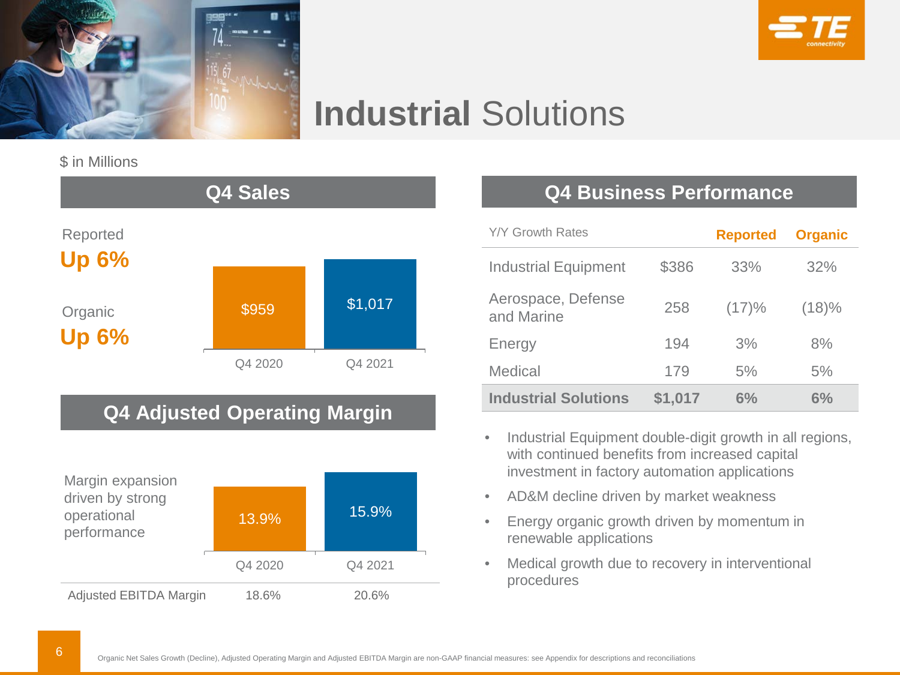# Industrial Solutions

$ in Millions

## Q4 Sales

Reported
**Up 6%**

Organic
**Up 6%**

| | Q4 2020 | Q4 2021 |
|---|---|---|
| Sales | $959 | $1,017 |

## Q4 Adjusted Operating Margin

Margin expansion driven by strong operational performance

| | Q4 2020 | Q4 2021 |
|---|---|---|
| Adjusted Operating Margin | 13.9% | 15.9% |
| Adjusted EBITDA Margin | 18.6% | 20.6% |

## Q4 Business Performance

| Y/Y Growth Rates | | Reported | Organic |
|---|---|---|---|
| Industrial Equipment | $386 | 33% | 32% |
| Aerospace, Defense and Marine | 258 | (17)% | (18)% |
| Energy | 194 | 3% | 8% |
| Medical | 179 | 5% | 5% |
| **Industrial Solutions** | **$1,017** | **6%** | **6%** |

- Industrial Equipment double-digit growth in all regions, with continued benefits from increased capital investment in factory automation applications
- AD&M decline driven by market weakness
- Energy organic growth driven by momentum in renewable applications
- Medical growth due to recovery in interventional procedures

Organic Net Sales Growth (Decline), Adjusted Operating Margin and Adjusted EBITDA Margin are non-GAAP financial measures: see Appendix for descriptions and reconciliations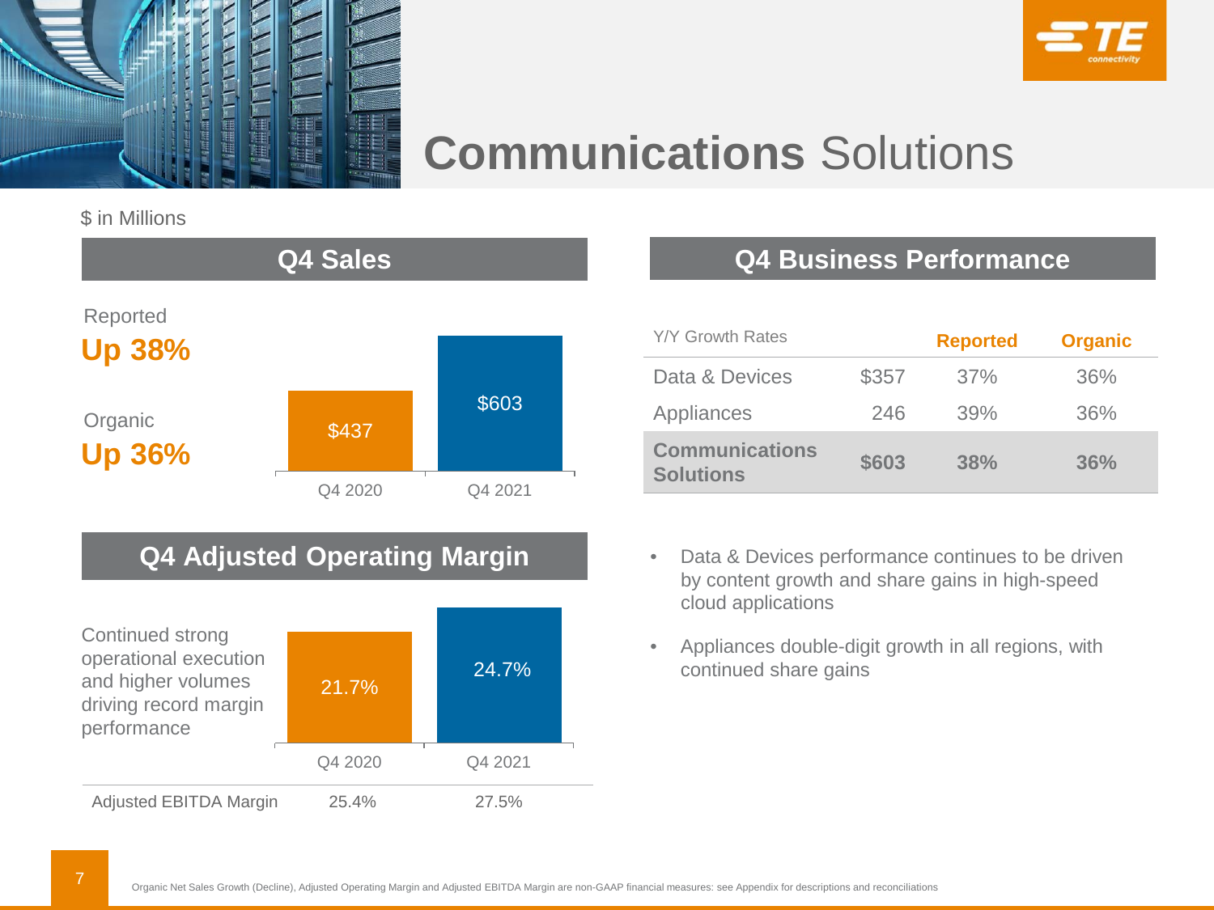# Communications Solutions

$ in Millions

## Q4 Sales

Reported
**Up 38%**

Organic
**Up 36%**

| | Q4 2020 | Q4 2021 |
|---|---|---|
| Sales | $437 | $603 |

## Q4 Adjusted Operating Margin

Continued strong operational execution and higher volumes driving record margin performance

| | Q4 2020 | Q4 2021 |
|---|---|---|
| Adjusted Operating Margin | 21.7% | 24.7% |
| Adjusted EBITDA Margin | 25.4% | 27.5% |

## Q4 Business Performance

| Y/Y Growth Rates | | Reported | Organic |
|---|---|---|---|
| Data & Devices | $357 | 37% | 36% |
| Appliances | 246 | 39% | 36% |
| **Communications Solutions** | **$603** | **38%** | **36%** |

- Data & Devices performance continues to be driven by content growth and share gains in high-speed cloud applications
- Appliances double-digit growth in all regions, with continued share gains

Organic Net Sales Growth (Decline), Adjusted Operating Margin and Adjusted EBITDA Margin are non-GAAP financial measures: see Appendix for descriptions and reconciliations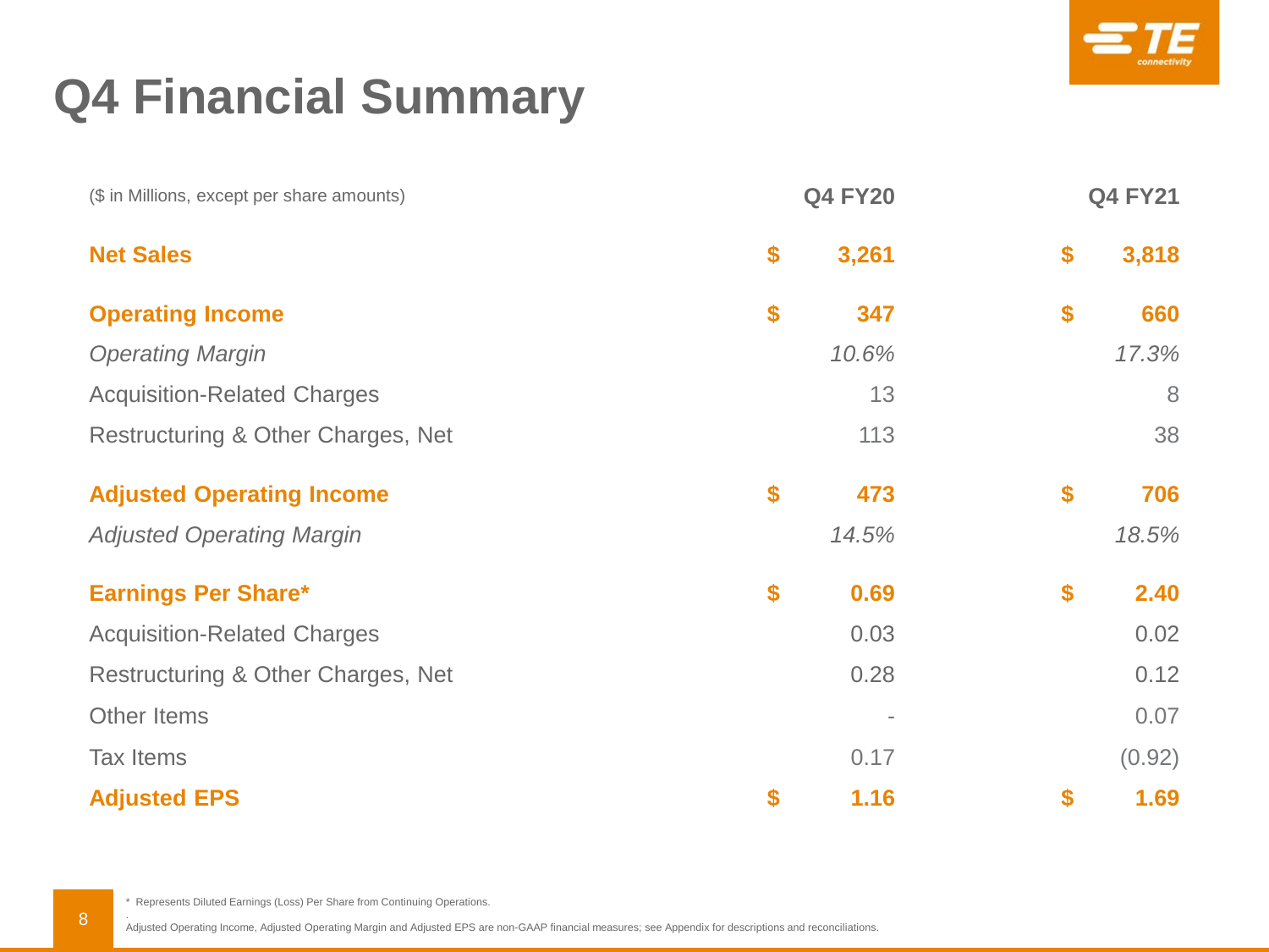# Q4 Financial Summary

| ($ in Millions, except per share amounts) | Q4 FY20 | Q4 FY21 |
|---|---|---|
| **Net Sales** | **$ 3,261** | **$ 3,818** |
| **Operating Income** | **$ 347** | **$ 660** |
| *Operating Margin* | *10.6%* | *17.3%* |
| Acquisition-Related Charges | 13 | 8 |
| Restructuring & Other Charges, Net | 113 | 38 |
| **Adjusted Operating Income** | **$ 473** | **$ 706** |
| *Adjusted Operating Margin* | *14.5%* | *18.5%* |
| **Earnings Per Share*** | **$ 0.69** | **$ 2.40** |
| Acquisition-Related Charges | 0.03 | 0.02 |
| Restructuring & Other Charges, Net | 0.28 | 0.12 |
| Other Items | - | 0.07 |
| Tax Items | 0.17 | (0.92) |
| **Adjusted EPS** | **$ 1.16** | **$ 1.69** |

* Represents Diluted Earnings (Loss) Per Share from Continuing Operations.

Adjusted Operating Income, Adjusted Operating Margin and Adjusted EPS are non-GAAP financial measures; see Appendix for descriptions and reconciliations.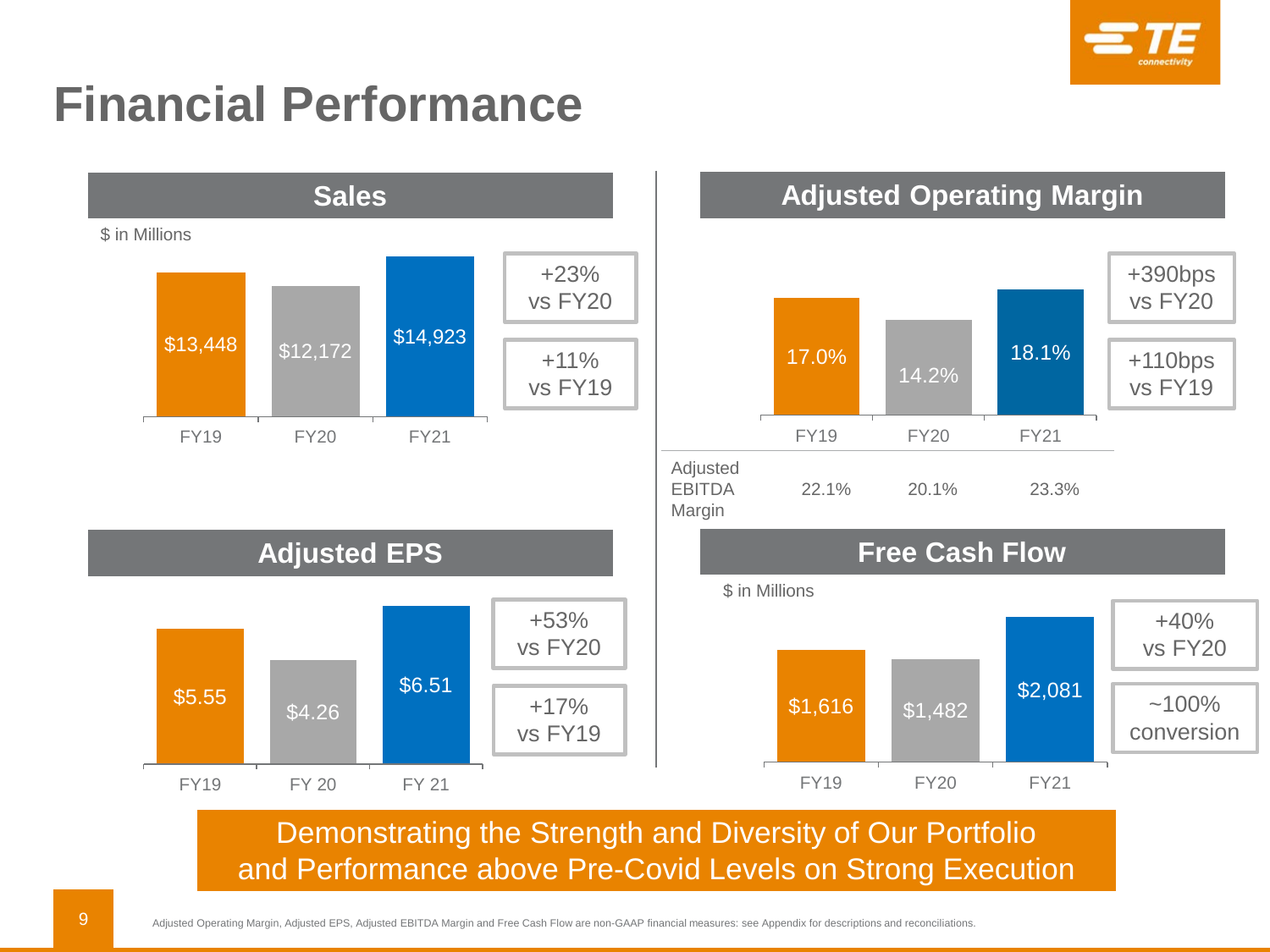# Financial Performance

## Sales

$ in Millions

| FY19 | FY20 | FY21 |
|---|---|---|
| $13,448 | $12,172 | $14,923 |

+23% vs FY20

+11% vs FY19

## Adjusted Operating Margin

| | FY19 | FY20 | FY21 |
|---|---|---|---|
| Adjusted Operating Margin | 17.0% | 14.2% | 18.1% |
| Adjusted EBITDA Margin | 22.1% | 20.1% | 23.3% |

+390bps vs FY20

+110bps vs FY19

## Adjusted EPS

| FY19 | FY 20 | FY 21 |
|---|---|---|
| $5.55 | $4.26 | $6.51 |

+53% vs FY20

+17% vs FY19

## Free Cash Flow

$ in Millions

| FY19 | FY20 | FY21 |
|---|---|---|
| $1,616 | $1,482 | $2,081 |

+40% vs FY20

~100% conversion

**Demonstrating the Strength and Diversity of Our Portfolio and Performance above Pre-Covid Levels on Strong Execution**

Adjusted Operating Margin, Adjusted EPS, Adjusted EBITDA Margin and Free Cash Flow are non-GAAP financial measures: see Appendix for descriptions and reconciliations.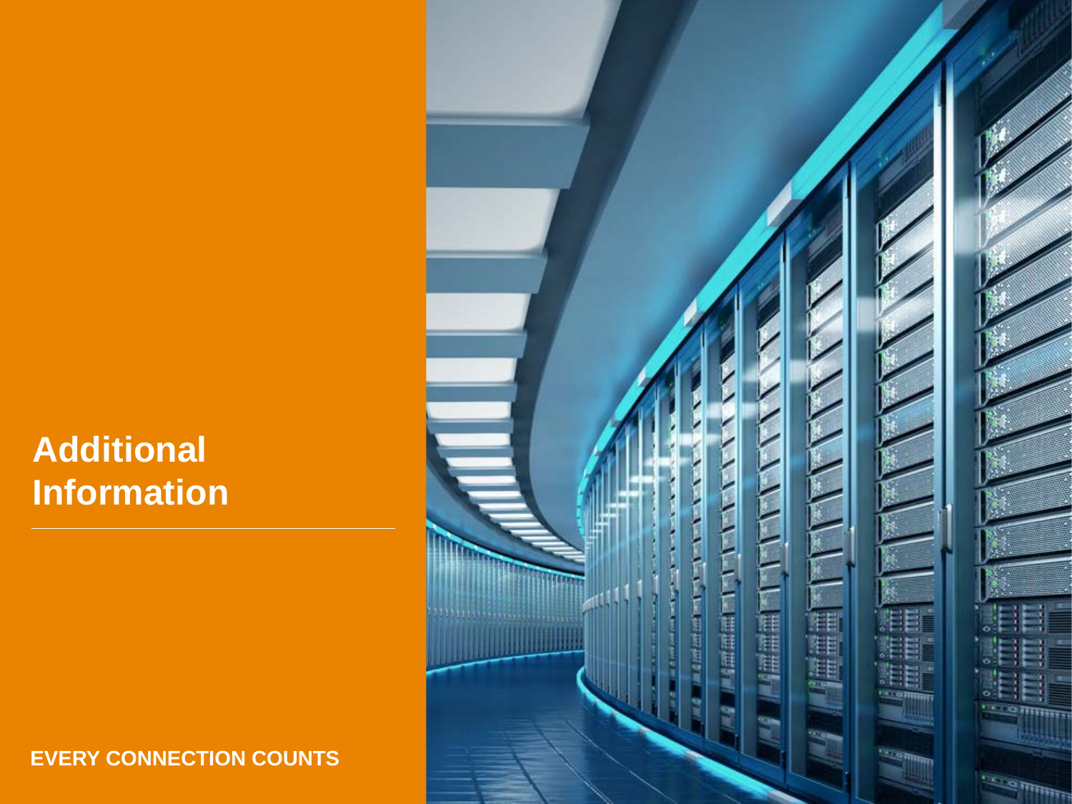# Additional Information

EVERY CONNECTION COUNTS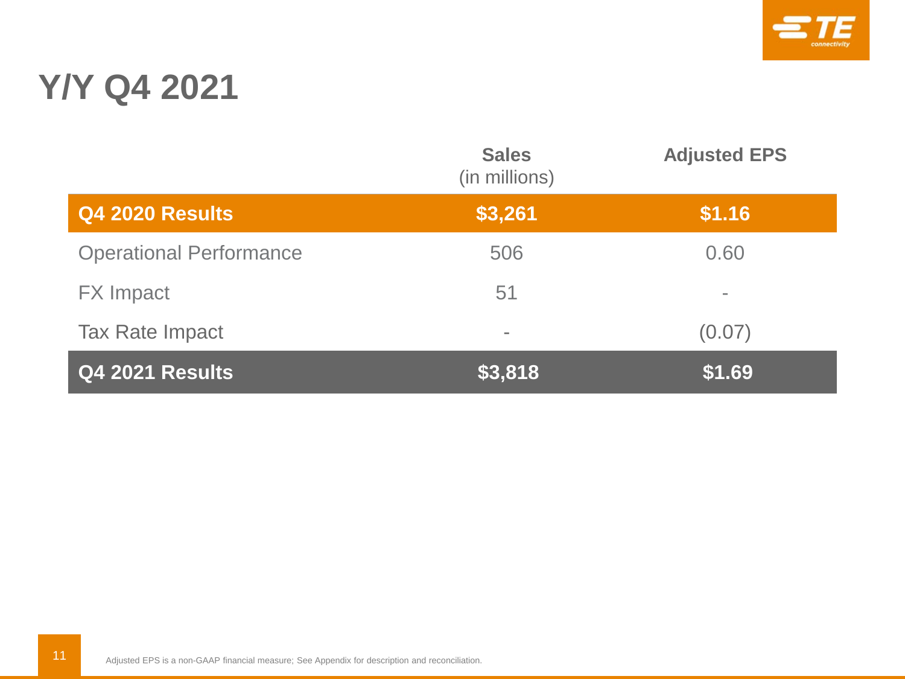# Y/Y Q4 2021

| | Sales (in millions) | Adjusted EPS |
|---|---|---|
| **Q4 2020 Results** | **$3,261** | **$1.16** |
| Operational Performance | 506 | 0.60 |
| FX Impact | 51 | - |
| Tax Rate Impact | - | (0.07) |
| **Q4 2021 Results** | **$3,818** | **$1.69** |

Adjusted EPS is a non-GAAP financial measure; See Appendix for description and reconciliation.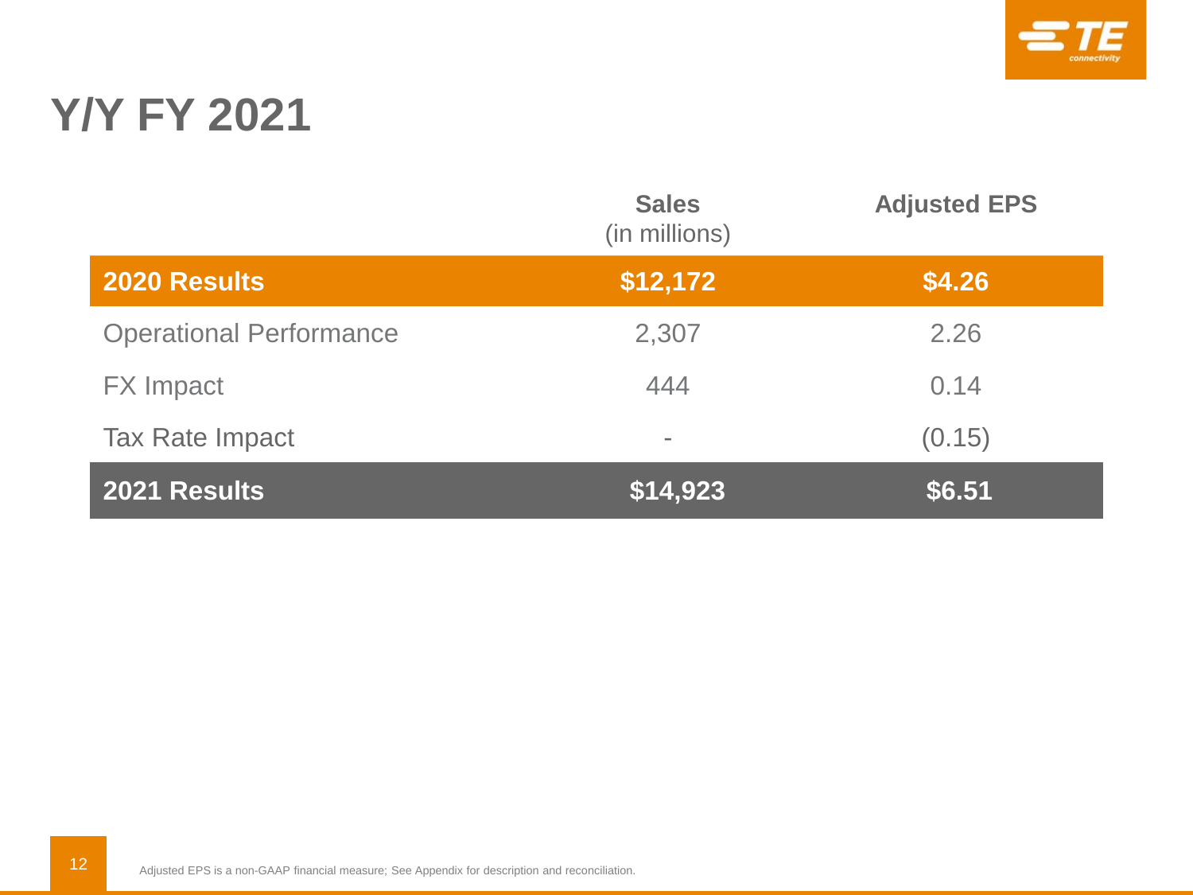# Y/Y FY 2021

| | Sales (in millions) | Adjusted EPS |
|---|---|---|
| **2020 Results** | **$12,172** | **$4.26** |
| Operational Performance | 2,307 | 2.26 |
| FX Impact | 444 | 0.14 |
| Tax Rate Impact | - | (0.15) |
| **2021 Results** | **$14,923** | **$6.51** |

Adjusted EPS is a non-GAAP financial measure; See Appendix for description and reconciliation.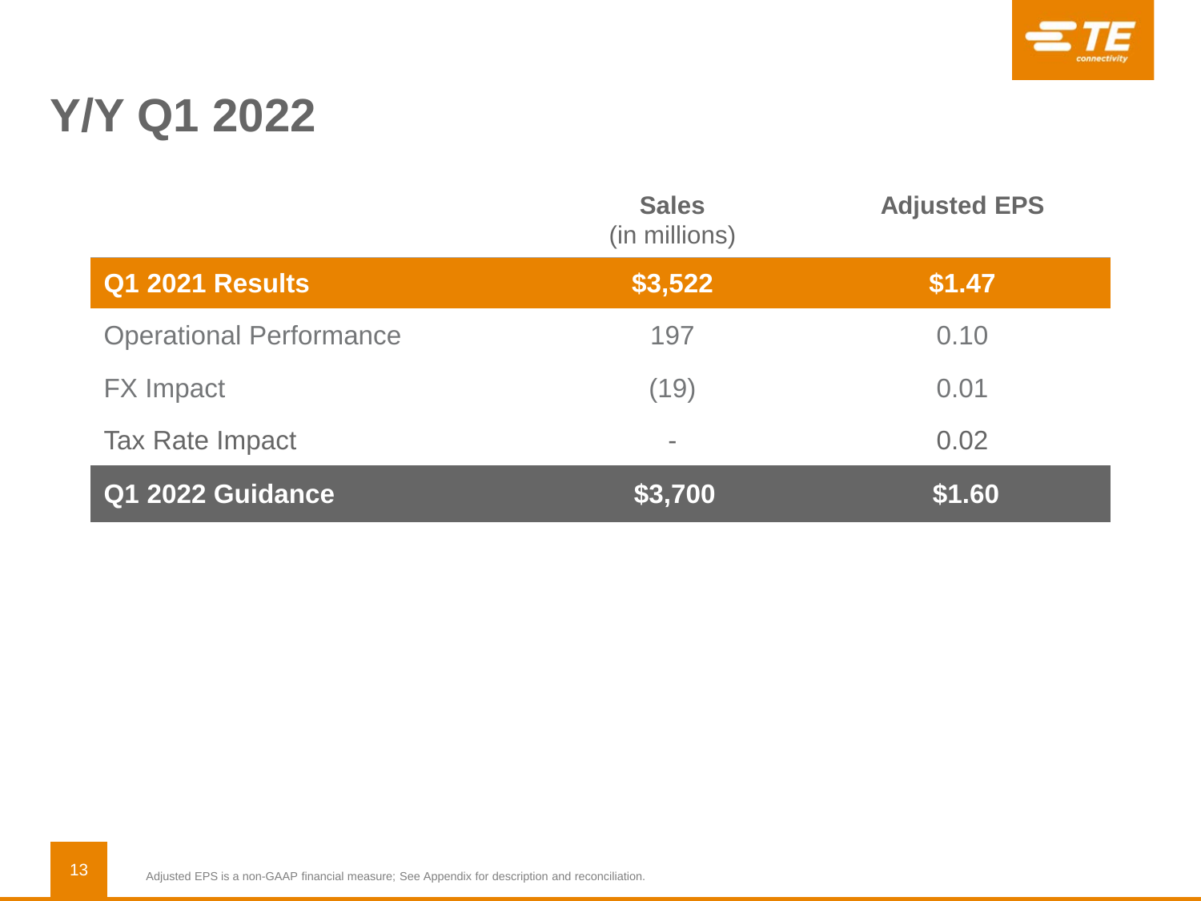# Y/Y Q1 2022

| | Sales (in millions) | Adjusted EPS |
|---|---|---|
| **Q1 2021 Results** | **$3,522** | **$1.47** |
| Operational Performance | 197 | 0.10 |
| FX Impact | (19) | 0.01 |
| Tax Rate Impact | - | 0.02 |
| **Q1 2022 Guidance** | **$3,700** | **$1.60** |

Adjusted EPS is a non-GAAP financial measure; See Appendix for description and reconciliation.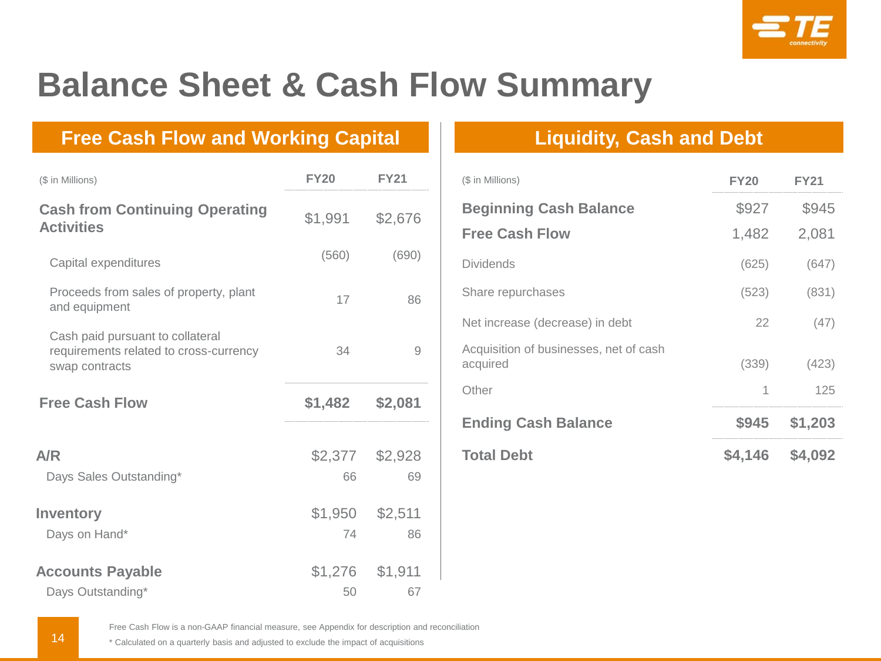# Balance Sheet & Cash Flow Summary

## Free Cash Flow and Working Capital

| ($ in Millions) | FY20 | FY21 |
|---|---|---|
| **Cash from Continuing Operating Activities** | $1,991 | $2,676 |
| Capital expenditures | (560) | (690) |
| Proceeds from sales of property, plant and equipment | 17 | 86 |
| Cash paid pursuant to collateral requirements related to cross-currency swap contracts | 34 | 9 |
| **Free Cash Flow** | **$1,482** | **$2,081** |
| **A/R** | $2,377 | $2,928 |
| Days Sales Outstanding* | 66 | 69 |
| **Inventory** | $1,950 | $2,511 |
| Days on Hand* | 74 | 86 |
| **Accounts Payable** | $1,276 | $1,911 |
| Days Outstanding* | 50 | 67 |

## Liquidity, Cash and Debt

| ($ in Millions) | FY20 | FY21 |
|---|---|---|
| **Beginning Cash Balance** | $927 | $945 |
| **Free Cash Flow** | 1,482 | 2,081 |
| Dividends | (625) | (647) |
| Share repurchases | (523) | (831) |
| Net increase (decrease) in debt | 22 | (47) |
| Acquisition of businesses, net of cash acquired | (339) | (423) |
| Other | 1 | 125 |
| **Ending Cash Balance** | **$945** | **$1,203** |
| **Total Debt** | **$4,146** | **$4,092** |

Free Cash Flow is a non-GAAP financial measure, see Appendix for description and reconciliation

* Calculated on a quarterly basis and adjusted to exclude the impact of acquisitions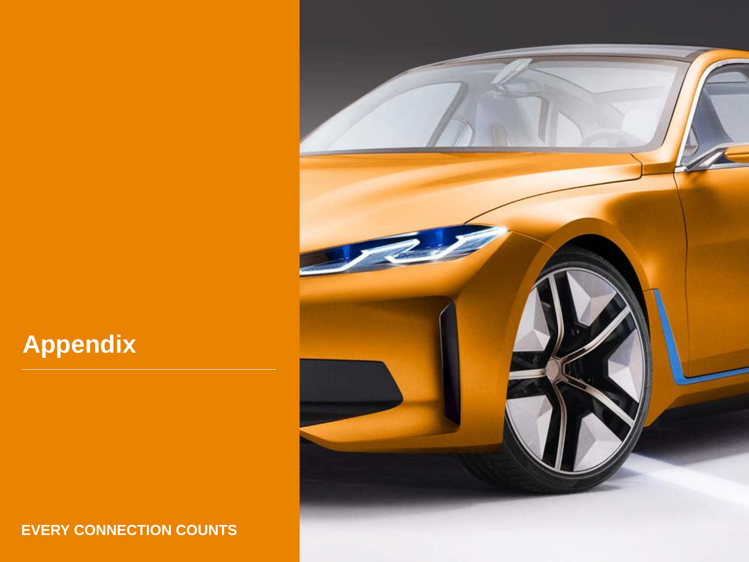# Appendix

**EVERY CONNECTION COUNTS**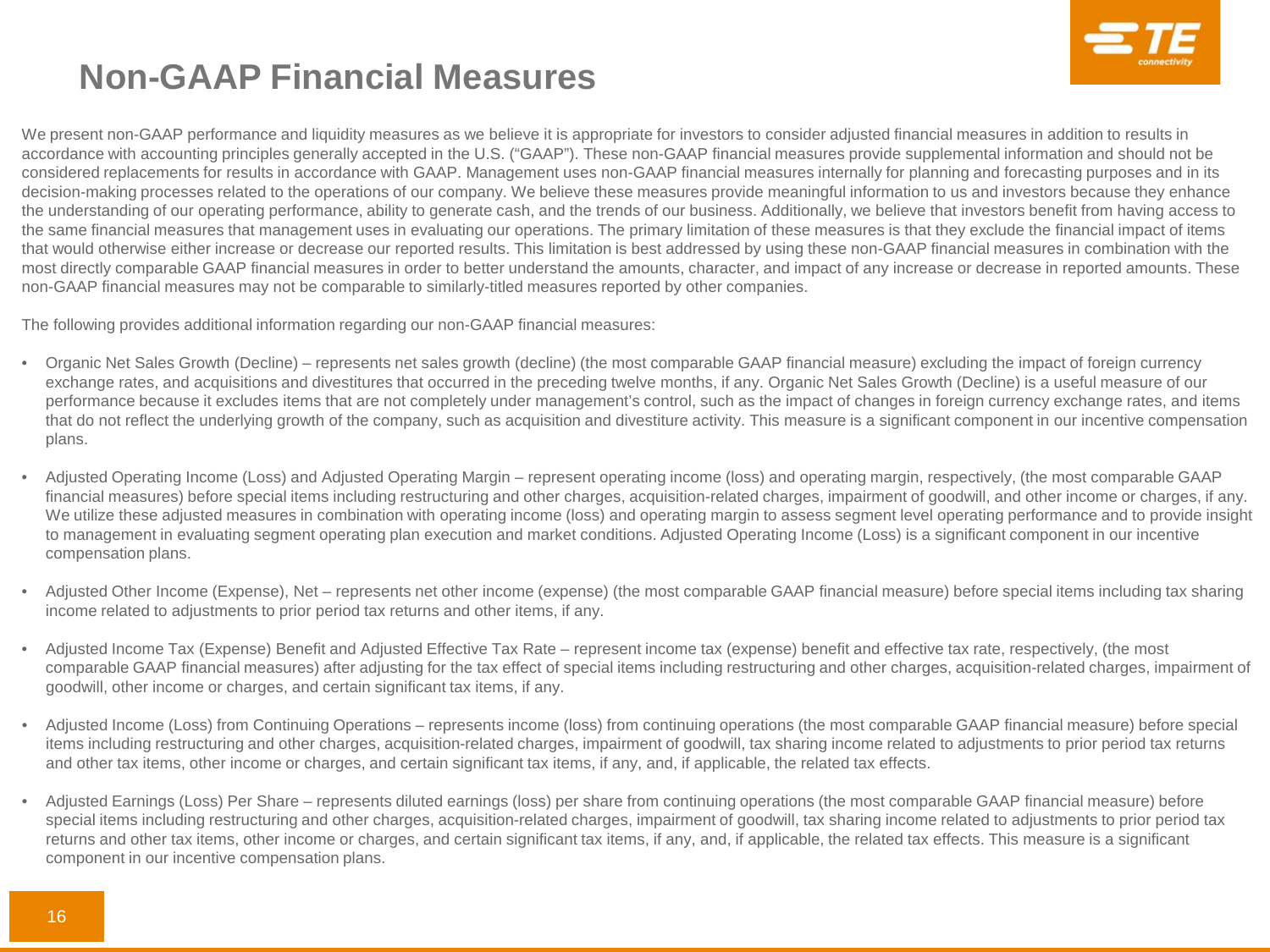# Non-GAAP Financial Measures

We present non-GAAP performance and liquidity measures as we believe it is appropriate for investors to consider adjusted financial measures in addition to results in accordance with accounting principles generally accepted in the U.S. ("GAAP"). These non-GAAP financial measures provide supplemental information and should not be considered replacements for results in accordance with GAAP. Management uses non-GAAP financial measures internally for planning and forecasting purposes and in its decision-making processes related to the operations of our company. We believe these measures provide meaningful information to us and investors because they enhance the understanding of our operating performance, ability to generate cash, and the trends of our business. Additionally, we believe that investors benefit from having access to the same financial measures that management uses in evaluating our operations. The primary limitation of these measures is that they exclude the financial impact of items that would otherwise either increase or decrease our reported results. This limitation is best addressed by using these non-GAAP financial measures in combination with the most directly comparable GAAP financial measures in order to better understand the amounts, character, and impact of any increase or decrease in reported amounts. These non-GAAP financial measures may not be comparable to similarly-titled measures reported by other companies.

The following provides additional information regarding our non-GAAP financial measures:

- Organic Net Sales Growth (Decline) – represents net sales growth (decline) (the most comparable GAAP financial measure) excluding the impact of foreign currency exchange rates, and acquisitions and divestitures that occurred in the preceding twelve months, if any. Organic Net Sales Growth (Decline) is a useful measure of our performance because it excludes items that are not completely under management's control, such as the impact of changes in foreign currency exchange rates, and items that do not reflect the underlying growth of the company, such as acquisition and divestiture activity. This measure is a significant component in our incentive compensation plans.

- Adjusted Operating Income (Loss) and Adjusted Operating Margin – represent operating income (loss) and operating margin, respectively, (the most comparable GAAP financial measures) before special items including restructuring and other charges, acquisition-related charges, impairment of goodwill, and other income or charges, if any. We utilize these adjusted measures in combination with operating income (loss) and operating margin to assess segment level operating performance and to provide insight to management in evaluating segment operating plan execution and market conditions. Adjusted Operating Income (Loss) is a significant component in our incentive compensation plans.

- Adjusted Other Income (Expense), Net – represents net other income (expense) (the most comparable GAAP financial measure) before special items including tax sharing income related to adjustments to prior period tax returns and other items, if any.

- Adjusted Income Tax (Expense) Benefit and Adjusted Effective Tax Rate – represent income tax (expense) benefit and effective tax rate, respectively, (the most comparable GAAP financial measures) after adjusting for the tax effect of special items including restructuring and other charges, acquisition-related charges, impairment of goodwill, other income or charges, and certain significant tax items, if any.

- Adjusted Income (Loss) from Continuing Operations – represents income (loss) from continuing operations (the most comparable GAAP financial measure) before special items including restructuring and other charges, acquisition-related charges, impairment of goodwill, tax sharing income related to adjustments to prior period tax returns and other tax items, other income or charges, and certain significant tax items, if any, and, if applicable, the related tax effects.

- Adjusted Earnings (Loss) Per Share – represents diluted earnings (loss) per share from continuing operations (the most comparable GAAP financial measure) before special items including restructuring and other charges, acquisition-related charges, impairment of goodwill, tax sharing income related to adjustments to prior period tax returns and other tax items, other income or charges, and certain significant tax items, if any, and, if applicable, the related tax effects. This measure is a significant component in our incentive compensation plans.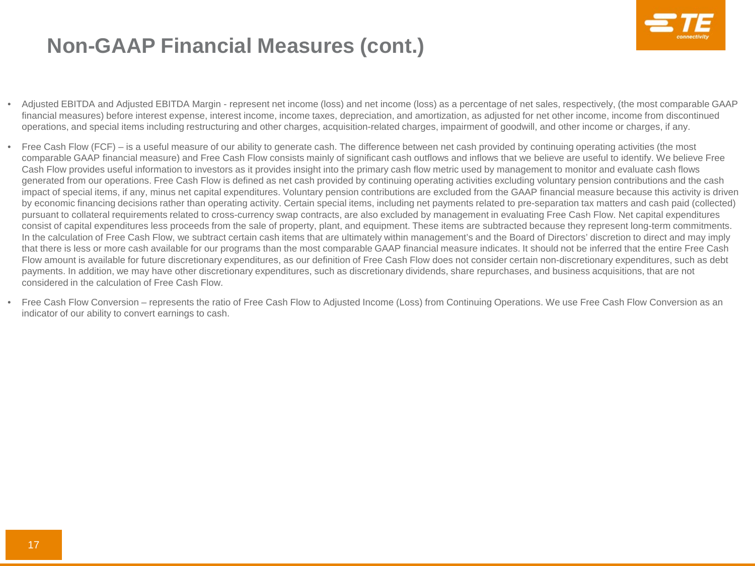# Non-GAAP Financial Measures (cont.)

- Adjusted EBITDA and Adjusted EBITDA Margin - represent net income (loss) and net income (loss) as a percentage of net sales, respectively, (the most comparable GAAP financial measures) before interest expense, interest income, income taxes, depreciation, and amortization, as adjusted for net other income, income from discontinued operations, and special items including restructuring and other charges, acquisition-related charges, impairment of goodwill, and other income or charges, if any.
- Free Cash Flow (FCF) – is a useful measure of our ability to generate cash. The difference between net cash provided by continuing operating activities (the most comparable GAAP financial measure) and Free Cash Flow consists mainly of significant cash outflows and inflows that we believe are useful to identify. We believe Free Cash Flow provides useful information to investors as it provides insight into the primary cash flow metric used by management to monitor and evaluate cash flows generated from our operations. Free Cash Flow is defined as net cash provided by continuing operating activities excluding voluntary pension contributions and the cash impact of special items, if any, minus net capital expenditures. Voluntary pension contributions are excluded from the GAAP financial measure because this activity is driven by economic financing decisions rather than operating activity. Certain special items, including net payments related to pre-separation tax matters and cash paid (collected) pursuant to collateral requirements related to cross-currency swap contracts, are also excluded by management in evaluating Free Cash Flow. Net capital expenditures consist of capital expenditures less proceeds from the sale of property, plant, and equipment. These items are subtracted because they represent long-term commitments. In the calculation of Free Cash Flow, we subtract certain cash items that are ultimately within management's and the Board of Directors' discretion to direct and may imply that there is less or more cash available for our programs than the most comparable GAAP financial measure indicates. It should not be inferred that the entire Free Cash Flow amount is available for future discretionary expenditures, as our definition of Free Cash Flow does not consider certain non-discretionary expenditures, such as debt payments. In addition, we may have other discretionary expenditures, such as discretionary dividends, share repurchases, and business acquisitions, that are not considered in the calculation of Free Cash Flow.
- Free Cash Flow Conversion – represents the ratio of Free Cash Flow to Adjusted Income (Loss) from Continuing Operations. We use Free Cash Flow Conversion as an indicator of our ability to convert earnings to cash.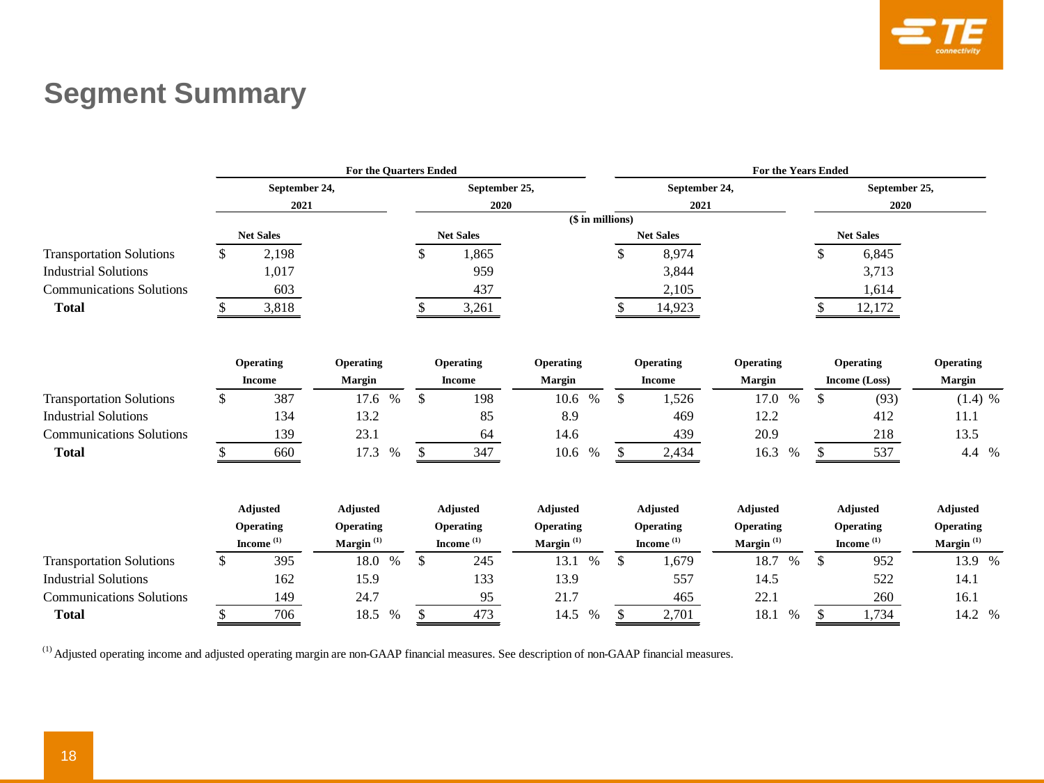# Segment Summary

| | For the Quarters Ended | | | | For the Years Ended | | | |
|---|---|---|---|---|---|---|---|---|
| | September 24, 2021 | | September 25, 2020 | | September 24, 2021 | | September 25, 2020 | |
| ($ in millions) | Net Sales | | Net Sales | | Net Sales | | Net Sales | |
| Transportation Solutions | $ 2,198 | | $ 1,865 | | $ 8,974 | | $ 6,845 | |
| Industrial Solutions | 1,017 | | 959 | | 3,844 | | 3,713 | |
| Communications Solutions | 603 | | 437 | | 2,105 | | 1,614 | |
| **Total** | $ 3,818 | | $ 3,261 | | $ 14,923 | | $ 12,172 | |
| | **Operating Income** | **Operating Margin** | **Operating Income** | **Operating Margin** | **Operating Income** | **Operating Margin** | **Operating Income (Loss)** | **Operating Margin** |
| Transportation Solutions | $ 387 | 17.6 % | $ 198 | 10.6 % | $ 1,526 | 17.0 % | $ (93) | (1.4) % |
| Industrial Solutions | 134 | 13.2 | 85 | 8.9 | 469 | 12.2 | 412 | 11.1 |
| Communications Solutions | 139 | 23.1 | 64 | 14.6 | 439 | 20.9 | 218 | 13.5 |
| **Total** | $ 660 | 17.3 % | $ 347 | 10.6 % | $ 2,434 | 16.3 % | $ 537 | 4.4 % |
| | **Adjusted Operating Income [(1)]** | **Adjusted Operating Margin [(1)]** | **Adjusted Operating Income [(1)]** | **Adjusted Operating Margin [(1)]** | **Adjusted Operating Income [(1)]** | **Adjusted Operating Margin [(1)]** | **Adjusted Operating Income [(1)]** | **Adjusted Operating Margin [(1)]** |
| Transportation Solutions | $ 395 | 18.0 % | $ 245 | 13.1 % | $ 1,679 | 18.7 % | $ 952 | 13.9 % |
| Industrial Solutions | 162 | 15.9 | 133 | 13.9 | 557 | 14.5 | 522 | 14.1 |
| Communications Solutions | 149 | 24.7 | 95 | 21.7 | 465 | 22.1 | 260 | 16.1 |
| **Total** | $ 706 | 18.5 % | $ 473 | 14.5 % | $ 2,701 | 18.1 % | $ 1,734 | 14.2 % |

[(1)] Adjusted operating income and adjusted operating margin are non-GAAP financial measures. See description of non-GAAP financial measures.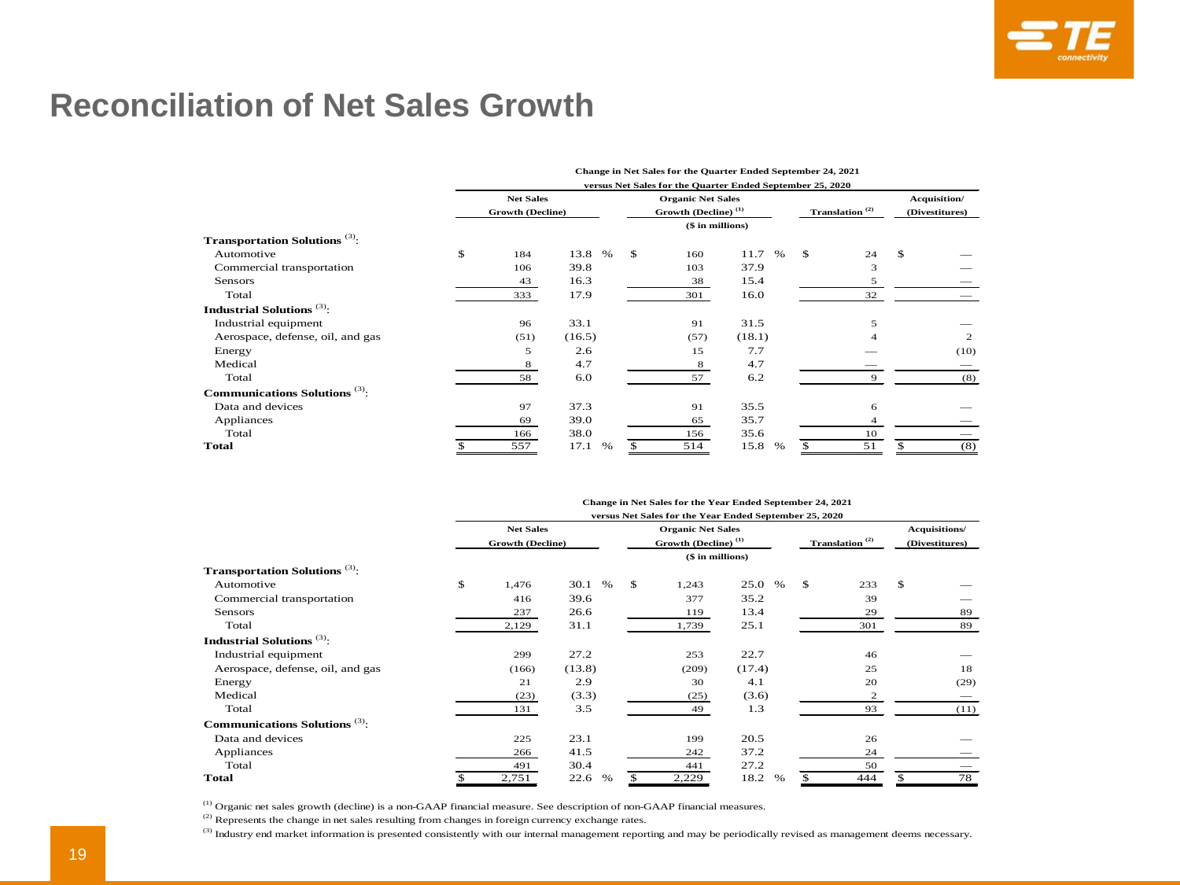# Reconciliation of Net Sales Growth

| | Change in Net Sales for the Quarter Ended September 24, 2021 versus Net Sales for the Quarter Ended September 25, 2020 | | | | | |
|---|---|---|---|---|---|---|
| | Net Sales Growth (Decline) | | Organic Net Sales Growth (Decline) [(1)] | | Translation [(2)] | Acquisition/ (Divestitures) |
| | ($ in millions) | | | | | |
| **Transportation Solutions [(3)]:** | | | | | | |
| Automotive | $ 184 | 13.8 % | $ 160 | 11.7 % | $ 24 | $ — |
| Commercial transportation | 106 | 39.8 | 103 | 37.9 | 3 | — |
| Sensors | 43 | 16.3 | 38 | 15.4 | 5 | — |
| Total | 333 | 17.9 | 301 | 16.0 | 32 | — |
| **Industrial Solutions [(3)]:** | | | | | | |
| Industrial equipment | 96 | 33.1 | 91 | 31.5 | 5 | — |
| Aerospace, defense, oil, and gas | (51) | (16.5) | (57) | (18.1) | 4 | 2 |
| Energy | 5 | 2.6 | 15 | 7.7 | — | (10) |
| Medical | 8 | 4.7 | 8 | 4.7 | — | — |
| Total | 58 | 6.0 | 57 | 6.2 | 9 | (8) |
| **Communications Solutions [(3)]:** | | | | | | |
| Data and devices | 97 | 37.3 | 91 | 35.5 | 6 | — |
| Appliances | 69 | 39.0 | 65 | 35.7 | 4 | — |
| Total | 166 | 38.0 | 156 | 35.6 | 10 | — |
| **Total** | $ 557 | 17.1 % | $ 514 | 15.8 % | $ 51 | $ (8) |

| | Change in Net Sales for the Year Ended September 24, 2021 versus Net Sales for the Year Ended September 25, 2020 | | | | | |
|---|---|---|---|---|---|---|
| | Net Sales Growth (Decline) | | Organic Net Sales Growth (Decline) [(1)] | | Translation [(2)] | Acquisitions/ (Divestitures) |
| | ($ in millions) | | | | | |
| **Transportation Solutions [(3)]:** | | | | | | |
| Automotive | $ 1,476 | 30.1 % | $ 1,243 | 25.0 % | $ 233 | $ — |
| Commercial transportation | 416 | 39.6 | 377 | 35.2 | 39 | — |
| Sensors | 237 | 26.6 | 119 | 13.4 | 29 | 89 |
| Total | 2,129 | 31.1 | 1,739 | 25.1 | 301 | 89 |
| **Industrial Solutions [(3)]:** | | | | | | |
| Industrial equipment | 299 | 27.2 | 253 | 22.7 | 46 | — |
| Aerospace, defense, oil, and gas | (166) | (13.8) | (209) | (17.4) | 25 | 18 |
| Energy | 21 | 2.9 | 30 | 4.1 | 20 | (29) |
| Medical | (23) | (3.3) | (25) | (3.6) | 2 | — |
| Total | 131 | 3.5 | 49 | 1.3 | 93 | (11) |
| **Communications Solutions [(3)]:** | | | | | | |
| Data and devices | 225 | 23.1 | 199 | 20.5 | 26 | — |
| Appliances | 266 | 41.5 | 242 | 37.2 | 24 | — |
| Total | 491 | 30.4 | 441 | 27.2 | 50 | — |
| **Total** | $ 2,751 | 22.6 % | $ 2,229 | 18.2 % | $ 444 | $ 78 |

[(1)] Organic net sales growth (decline) is a non-GAAP financial measure. See description of non-GAAP financial measures.

[(2)] Represents the change in net sales resulting from changes in foreign currency exchange rates.

[(3)] Industry end market information is presented consistently with our internal management reporting and may be periodically revised as management deems necessary.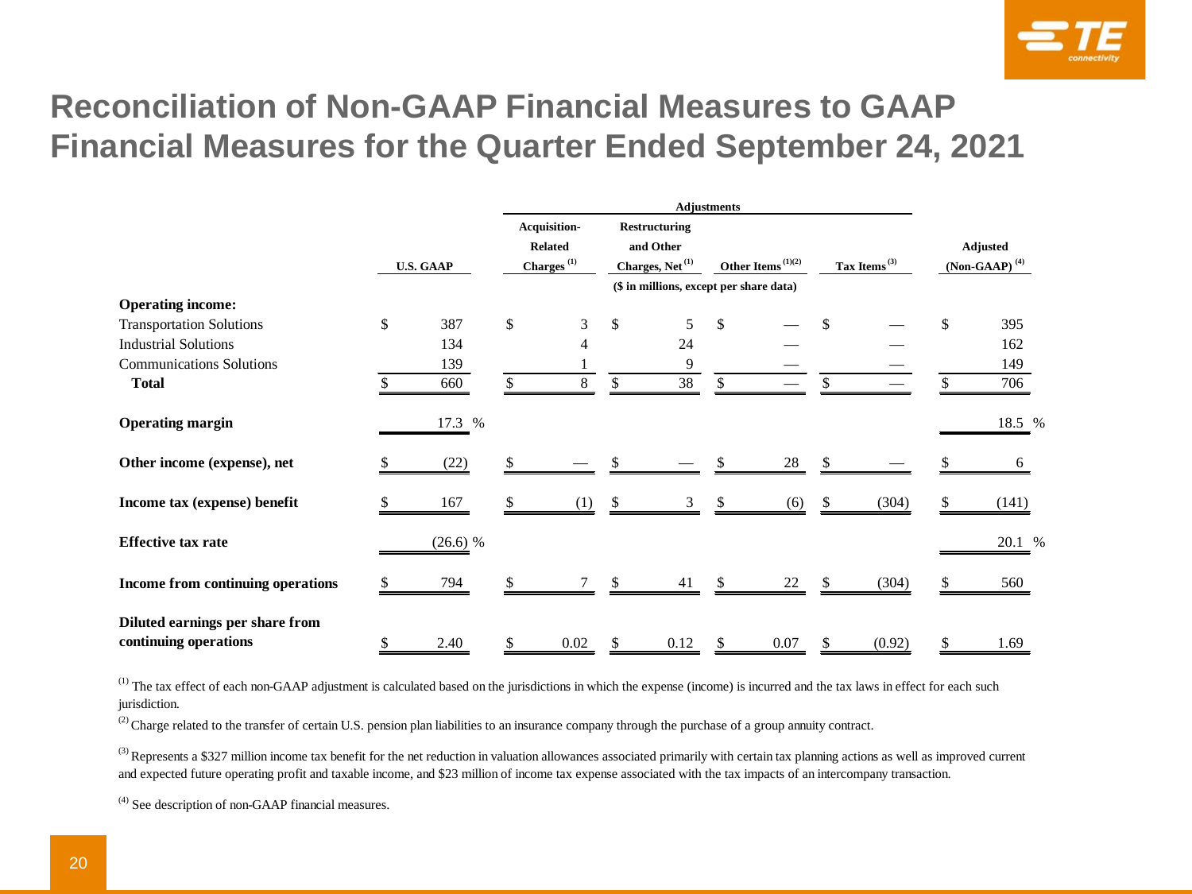# Reconciliation of Non-GAAP Financial Measures to GAAP Financial Measures for the Quarter Ended September 24, 2021

| | U.S. GAAP | Adjustments: Acquisition-Related Charges [1] | Adjustments: Restructuring and Other Charges, Net [1] | Adjustments: Other Items [1][2] | Adjustments: Tax Items [3] | Adjusted (Non-GAAP) [4] |
|---|---|---|---|---|---|---|
| | | ($ in millions, except per share data) | | | | |
| **Operating income:** | | | | | | |
| Transportation Solutions | $ 387 | $ 3 | $ 5 | $ — | $ — | $ 395 |
| Industrial Solutions | 134 | 4 | 24 | — | — | 162 |
| Communications Solutions | 139 | 1 | 9 | — | — | 149 |
| **Total** | $ 660 | $ 8 | $ 38 | $ — | $ — | $ 706 |
| **Operating margin** | 17.3 % | | | | | 18.5 % |
| **Other income (expense), net** | $ (22) | $ — | $ — | $ 28 | $ — | $ 6 |
| **Income tax (expense) benefit** | $ 167 | $ (1) | $ 3 | $ (6) | $ (304) | $ (141) |
| **Effective tax rate** | (26.6) % | | | | | 20.1 % |
| **Income from continuing operations** | $ 794 | $ 7 | $ 41 | $ 22 | $ (304) | $ 560 |
| **Diluted earnings per share from continuing operations** | $ 2.40 | $ 0.02 | $ 0.12 | $ 0.07 | $ (0.92) | $ 1.69 |

[1] The tax effect of each non-GAAP adjustment is calculated based on the jurisdictions in which the expense (income) is incurred and the tax laws in effect for each such jurisdiction.

[2] Charge related to the transfer of certain U.S. pension plan liabilities to an insurance company through the purchase of a group annuity contract.

[3] Represents a $327 million income tax benefit for the net reduction in valuation allowances associated primarily with certain tax planning actions as well as improved current and expected future operating profit and taxable income, and $23 million of income tax expense associated with the tax impacts of an intercompany transaction.

[4] See description of non-GAAP financial measures.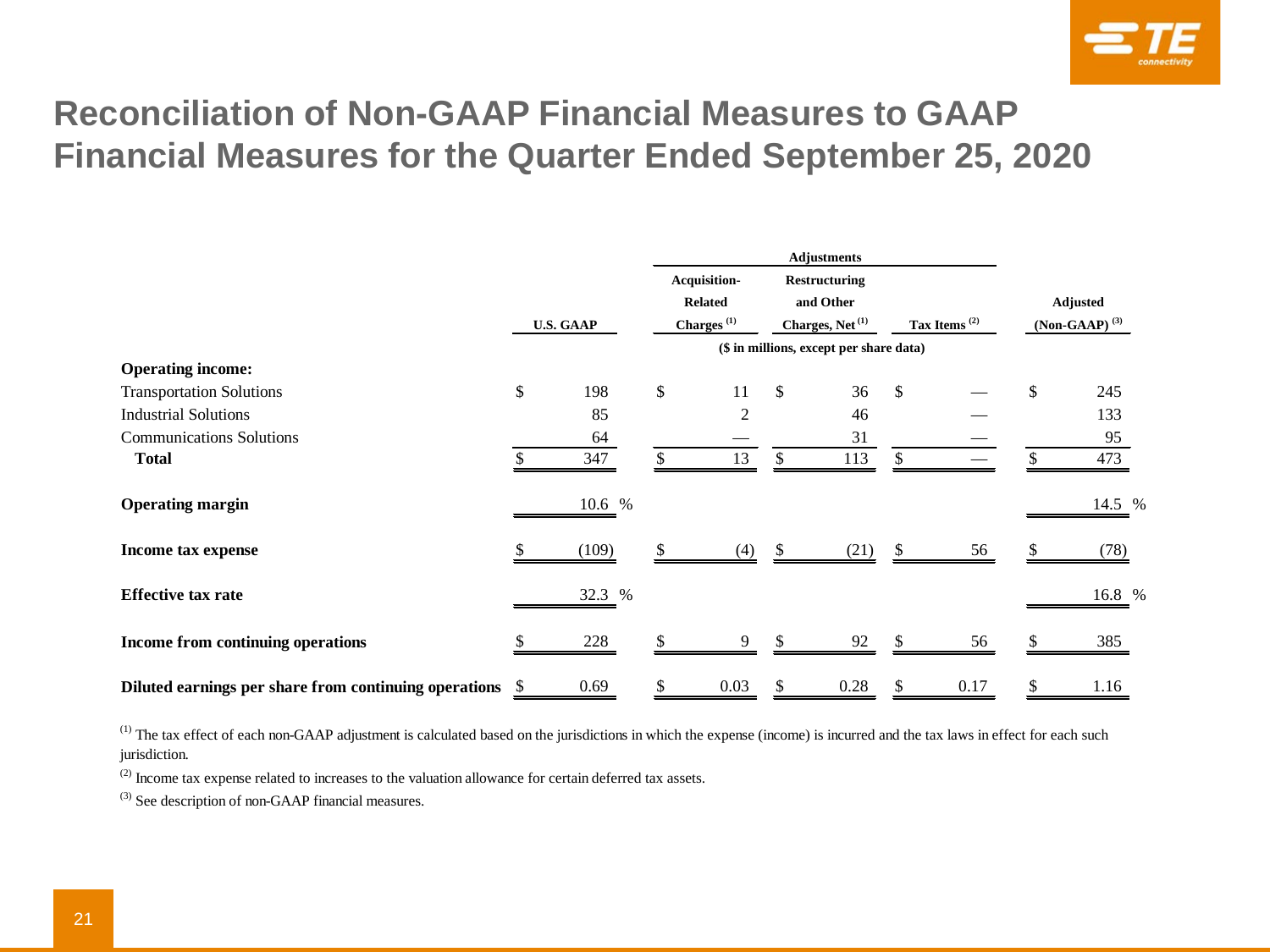# Reconciliation of Non-GAAP Financial Measures to GAAP Financial Measures for the Quarter Ended September 25, 2020

| | U.S. GAAP | Adjustments | | | Adjusted (Non-GAAP) [3] |
|---|---|---|---|---|---|
| | | Acquisition-Related Charges [1] | Restructuring and Other Charges, Net [1] | Tax Items [2] | |
| | ($ in millions, except per share data) | | | | |
| **Operating income:** | | | | | |
| Transportation Solutions | $ 198 | $ 11 | $ 36 | $ — | $ 245 |
| Industrial Solutions | 85 | 2 | 46 | — | 133 |
| Communications Solutions | 64 | — | 31 | — | 95 |
| **Total** | $ 347 | $ 13 | $ 113 | $ — | $ 473 |
| **Operating margin** | 10.6 % | | | | 14.5 % |
| **Income tax expense** | $ (109) | $ (4) | $ (21) | $ 56 | $ (78) |
| **Effective tax rate** | 32.3 % | | | | 16.8 % |
| **Income from continuing operations** | $ 228 | $ 9 | $ 92 | $ 56 | $ 385 |
| **Diluted earnings per share from continuing operations** | $ 0.69 | $ 0.03 | $ 0.28 | $ 0.17 | $ 1.16 |

[1] The tax effect of each non-GAAP adjustment is calculated based on the jurisdictions in which the expense (income) is incurred and the tax laws in effect for each such jurisdiction.

[2] Income tax expense related to increases to the valuation allowance for certain deferred tax assets.

[3] See description of non-GAAP financial measures.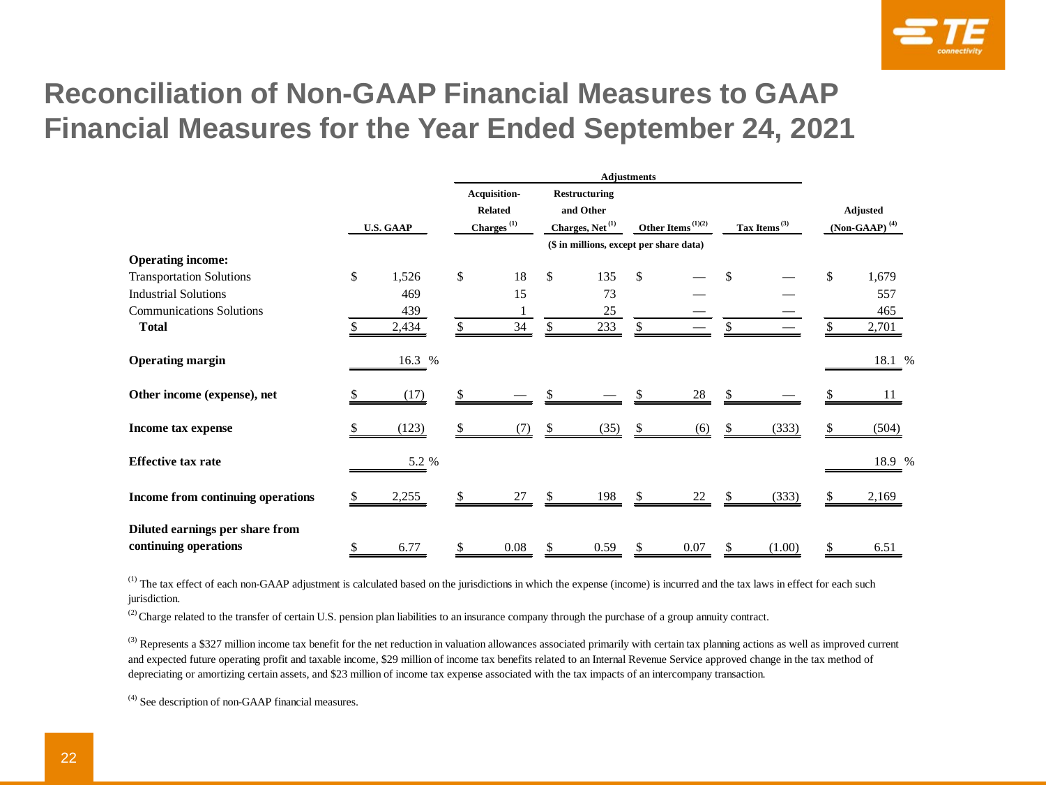# Reconciliation of Non-GAAP Financial Measures to GAAP Financial Measures for the Year Ended September 24, 2021

| | U.S. GAAP | Adjustments: Acquisition-Related Charges [1] | Adjustments: Restructuring and Other Charges, Net [1] | Adjustments: Other Items [1][2] | Adjustments: Tax Items [3] | Adjusted (Non-GAAP) [4] |
|---|---|---|---|---|---|---|
| | | | ($ in millions, except per share data) | | | |
| **Operating income:** | | | | | | |
| Transportation Solutions | $ 1,526 | $ 18 | $ 135 | $ — | $ — | $ 1,679 |
| Industrial Solutions | 469 | 15 | 73 | — | — | 557 |
| Communications Solutions | 439 | 1 | 25 | — | — | 465 |
| **Total** | $ 2,434 | $ 34 | $ 233 | $ — | $ — | $ 2,701 |
| **Operating margin** | 16.3 % | | | | | 18.1 % |
| **Other income (expense), net** | $ (17) | $ — | $ — | $ 28 | $ — | $ 11 |
| **Income tax expense** | $ (123) | $ (7) | $ (35) | $ (6) | $ (333) | $ (504) |
| **Effective tax rate** | 5.2 % | | | | | 18.9 % |
| **Income from continuing operations** | $ 2,255 | $ 27 | $ 198 | $ 22 | $ (333) | $ 2,169 |
| **Diluted earnings per share from continuing operations** | $ 6.77 | $ 0.08 | $ 0.59 | $ 0.07 | $ (1.00) | $ 6.51 |

[1] The tax effect of each non-GAAP adjustment is calculated based on the jurisdictions in which the expense (income) is incurred and the tax laws in effect for each such jurisdiction.

[2] Charge related to the transfer of certain U.S. pension plan liabilities to an insurance company through the purchase of a group annuity contract.

[3] Represents a $327 million income tax benefit for the net reduction in valuation allowances associated primarily with certain tax planning actions as well as improved current and expected future operating profit and taxable income, $29 million of income tax benefits related to an Internal Revenue Service approved change in the tax method of depreciating or amortizing certain assets, and $23 million of income tax expense associated with the tax impacts of an intercompany transaction.

[4] See description of non-GAAP financial measures.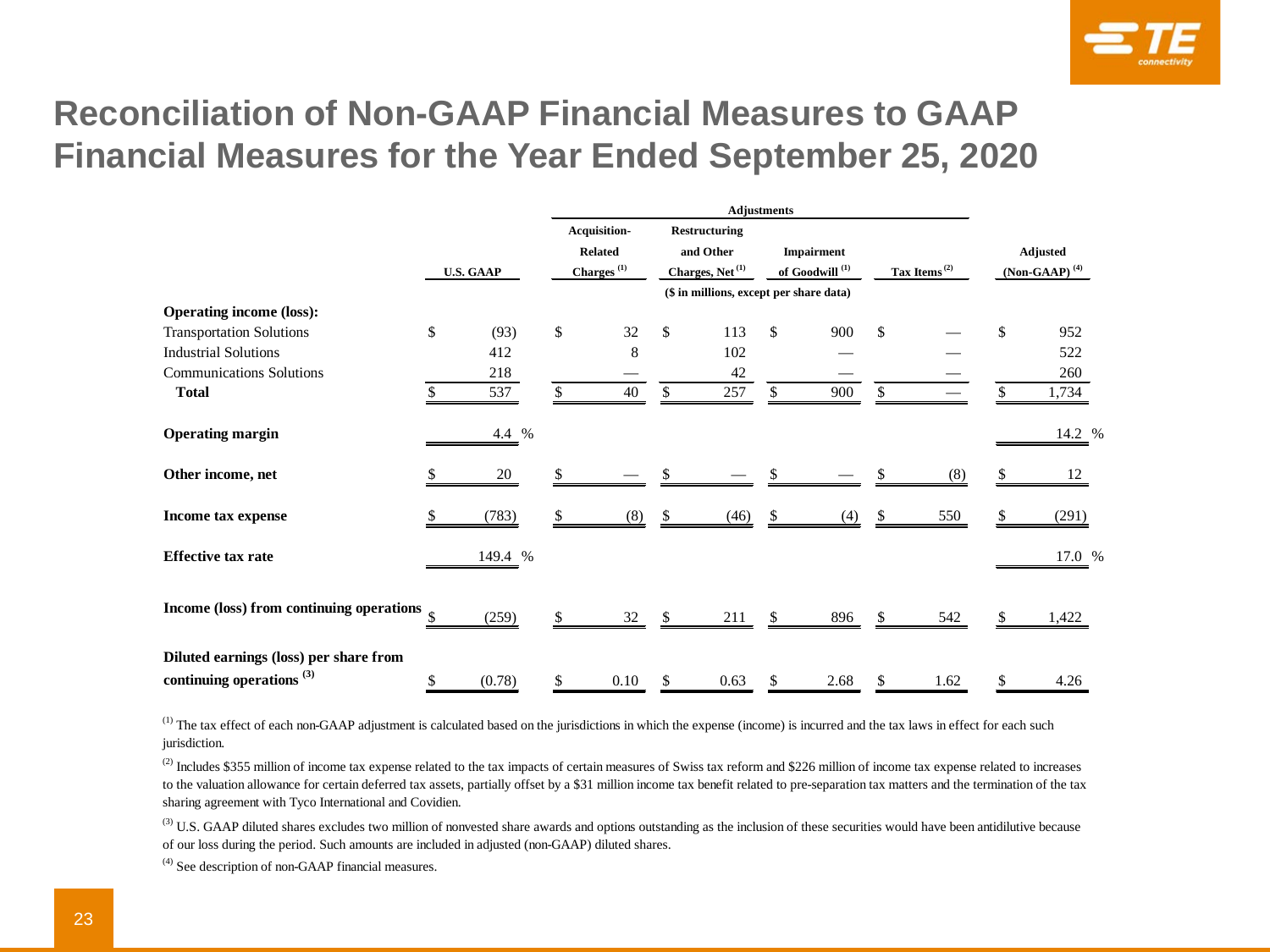# Reconciliation of Non-GAAP Financial Measures to GAAP Financial Measures for the Year Ended September 25, 2020

| | U.S. GAAP | Adjustments: Acquisition-Related Charges [1] | Adjustments: Restructuring and Other Charges, Net [1] | Adjustments: Impairment of Goodwill [1] | Adjustments: Tax Items [2] | Adjusted (Non-GAAP) [4] |
|---|---|---|---|---|---|---|
| | | ($ in millions, except per share data) | | | | |
| **Operating income (loss):** | | | | | | |
| Transportation Solutions | $ (93) | $ 32 | $ 113 | $ 900 | $ — | $ 952 |
| Industrial Solutions | 412 | 8 | 102 | — | — | 522 |
| Communications Solutions | 218 | — | 42 | — | — | 260 |
| **Total** | $ 537 | $ 40 | $ 257 | $ 900 | $ — | $ 1,734 |
| **Operating margin** | 4.4 % | | | | | 14.2 % |
| **Other income, net** | $ 20 | $ — | $ — | $ — | $ (8) | $ 12 |
| **Income tax expense** | $ (783) | $ (8) | $ (46) | $ (4) | $ 550 | $ (291) |
| **Effective tax rate** | 149.4 % | | | | | 17.0 % |
| **Income (loss) from continuing operations** | $ (259) | $ 32 | $ 211 | $ 896 | $ 542 | $ 1,422 |
| **Diluted earnings (loss) per share from continuing operations [3]** | $ (0.78) | $ 0.10 | $ 0.63 | $ 2.68 | $ 1.62 | $ 4.26 |

[1] The tax effect of each non-GAAP adjustment is calculated based on the jurisdictions in which the expense (income) is incurred and the tax laws in effect for each such jurisdiction.

[2] Includes $355 million of income tax expense related to the tax impacts of certain measures of Swiss tax reform and $226 million of income tax expense related to increases to the valuation allowance for certain deferred tax assets, partially offset by a $31 million income tax benefit related to pre-separation tax matters and the termination of the tax sharing agreement with Tyco International and Covidien.

[3] U.S. GAAP diluted shares excludes two million of nonvested share awards and options outstanding as the inclusion of these securities would have been antidilutive because of our loss during the period. Such amounts are included in adjusted (non-GAAP) diluted shares.

[4] See description of non-GAAP financial measures.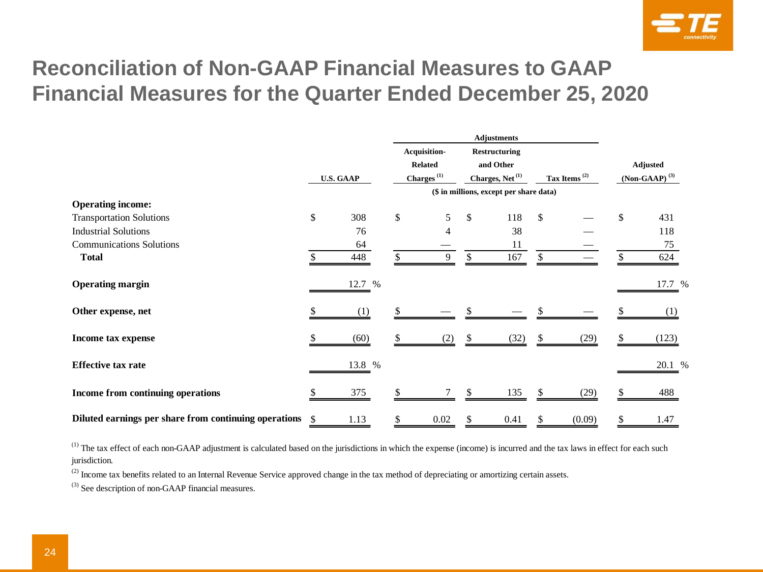# Reconciliation of Non-GAAP Financial Measures to GAAP Financial Measures for the Quarter Ended December 25, 2020

| | U.S. GAAP | Adjustments: Acquisition-Related Charges [1] | Adjustments: Restructuring and Other Charges, Net [1] | Adjustments: Tax Items [2] | Adjusted (Non-GAAP) [3] |
|---|---|---|---|---|---|
| | | ($ in millions, except per share data) | | | |
| **Operating income:** | | | | | |
| Transportation Solutions | $ 308 | $ 5 | $ 118 | $ — | $ 431 |
| Industrial Solutions | 76 | 4 | 38 | — | 118 |
| Communications Solutions | 64 | — | 11 | — | 75 |
| **Total** | $ 448 | $ 9 | $ 167 | $ — | $ 624 |
| **Operating margin** | 12.7 % | | | | 17.7 % |
| **Other expense, net** | $ (1) | $ — | $ — | $ — | $ (1) |
| **Income tax expense** | $ (60) | $ (2) | $ (32) | $ (29) | $ (123) |
| **Effective tax rate** | 13.8 % | | | | 20.1 % |
| **Income from continuing operations** | $ 375 | $ 7 | $ 135 | $ (29) | $ 488 |
| **Diluted earnings per share from continuing operations** | $ 1.13 | $ 0.02 | $ 0.41 | $ (0.09) | $ 1.47 |

[1] The tax effect of each non-GAAP adjustment is calculated based on the jurisdictions in which the expense (income) is incurred and the tax laws in effect for each such jurisdiction.

[2] Income tax benefits related to an Internal Revenue Service approved change in the tax method of depreciating or amortizing certain assets.

[3] See description of non-GAAP financial measures.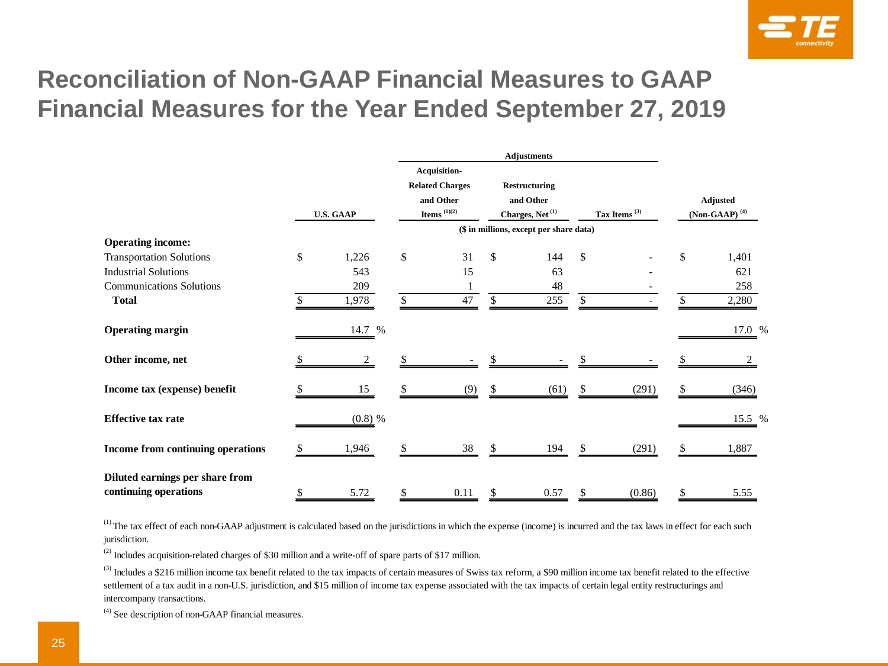# Reconciliation of Non-GAAP Financial Measures to GAAP Financial Measures for the Year Ended September 27, 2019

| | U.S. GAAP | Adjustments | | | Adjusted (Non-GAAP) [4] |
|---|---|---|---|---|---|
| | | Acquisition-Related Charges and Other Items [1][2] | Restructuring and Other Charges, Net [1] | Tax Items [3] | |
| | | ($ in millions, except per share data) | | | |
| **Operating income:** | | | | | |
| Transportation Solutions | $ 1,226 | $ 31 | $ 144 | $ - | $ 1,401 |
| Industrial Solutions | 543 | 15 | 63 | - | 621 |
| Communications Solutions | 209 | 1 | 48 | - | 258 |
| **Total** | $ 1,978 | $ 47 | $ 255 | $ - | $ 2,280 |
| **Operating margin** | 14.7 % | | | | 17.0 % |
| **Other income, net** | $ 2 | $ - | $ - | $ - | $ 2 |
| **Income tax (expense) benefit** | $ 15 | $ (9) | $ (61) | $ (291) | $ (346) |
| **Effective tax rate** | (0.8) % | | | | 15.5 % |
| **Income from continuing operations** | $ 1,946 | $ 38 | $ 194 | $ (291) | $ 1,887 |
| **Diluted earnings per share from continuing operations** | $ 5.72 | $ 0.11 | $ 0.57 | $ (0.86) | $ 5.55 |

[1] The tax effect of each non-GAAP adjustment is calculated based on the jurisdictions in which the expense (income) is incurred and the tax laws in effect for each such jurisdiction.

[2] Includes acquisition-related charges of $30 million and a write-off of spare parts of $17 million.

[3] Includes a $216 million income tax benefit related to the tax impacts of certain measures of Swiss tax reform, a $90 million income tax benefit related to the effective settlement of a tax audit in a non-U.S. jurisdiction, and $15 million of income tax expense associated with the tax impacts of certain legal entity restructurings and intercompany transactions.

[4] See description of non-GAAP financial measures.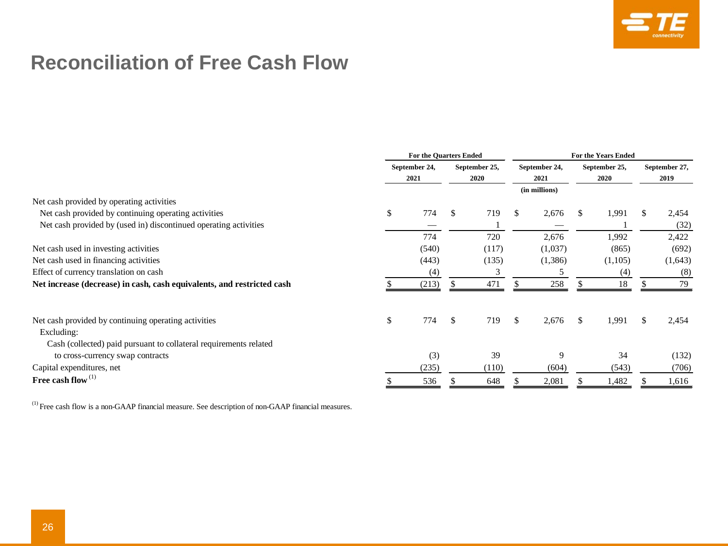# Reconciliation of Free Cash Flow

| | For the Quarters Ended | | For the Years Ended | | |
|---|---|---|---|---|---|
| | September 24, 2021 | September 25, 2020 | September 24, 2021 | September 25, 2020 | September 27, 2019 |
| | | | (in millions) | | |
| Net cash provided by operating activities | | | | | |
| Net cash provided by continuing operating activities | $ 774 | $ 719 | $ 2,676 | $ 1,991 | $ 2,454 |
| Net cash provided by (used in) discontinued operating activities | — | 1 | — | 1 | (32) |
| | 774 | 720 | 2,676 | 1,992 | 2,422 |
| Net cash used in investing activities | (540) | (117) | (1,037) | (865) | (692) |
| Net cash used in financing activities | (443) | (135) | (1,386) | (1,105) | (1,643) |
| Effect of currency translation on cash | (4) | 3 | 5 | (4) | (8) |
| **Net increase (decrease) in cash, cash equivalents, and restricted cash** | $ (213) | $ 471 | $ 258 | $ 18 | $ 79 |
| | | | | | |
| Net cash provided by continuing operating activities | $ 774 | $ 719 | $ 2,676 | $ 1,991 | $ 2,454 |
| Excluding: | | | | | |
| Cash (collected) paid pursuant to collateral requirements related to cross-currency swap contracts | (3) | 39 | 9 | 34 | (132) |
| Capital expenditures, net | (235) | (110) | (604) | (543) | (706) |
| **Free cash flow** [1] | $ 536 | $ 648 | $ 2,081 | $ 1,482 | $ 1,616 |

[1] Free cash flow is a non-GAAP financial measure. See description of non-GAAP financial measures.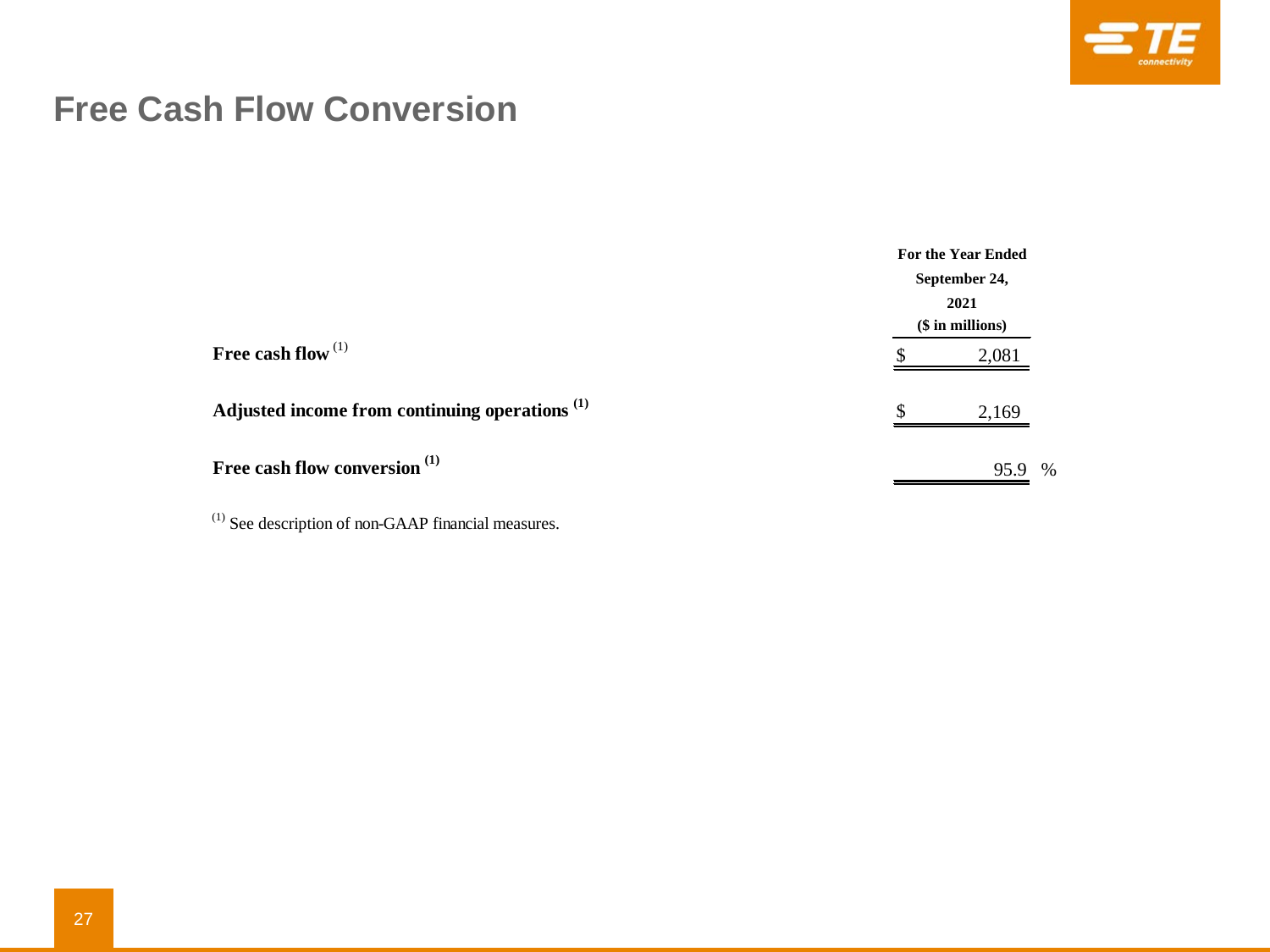# Free Cash Flow Conversion

| | For the Year Ended September 24, 2021 ($ in millions) |
|---|---|
| **Free cash flow** [1] | $ 2,081 |
| **Adjusted income from continuing operations** [1] | $ 2,169 |
| **Free cash flow conversion** [1] | 95.9 % |

[1] See description of non-GAAP financial measures.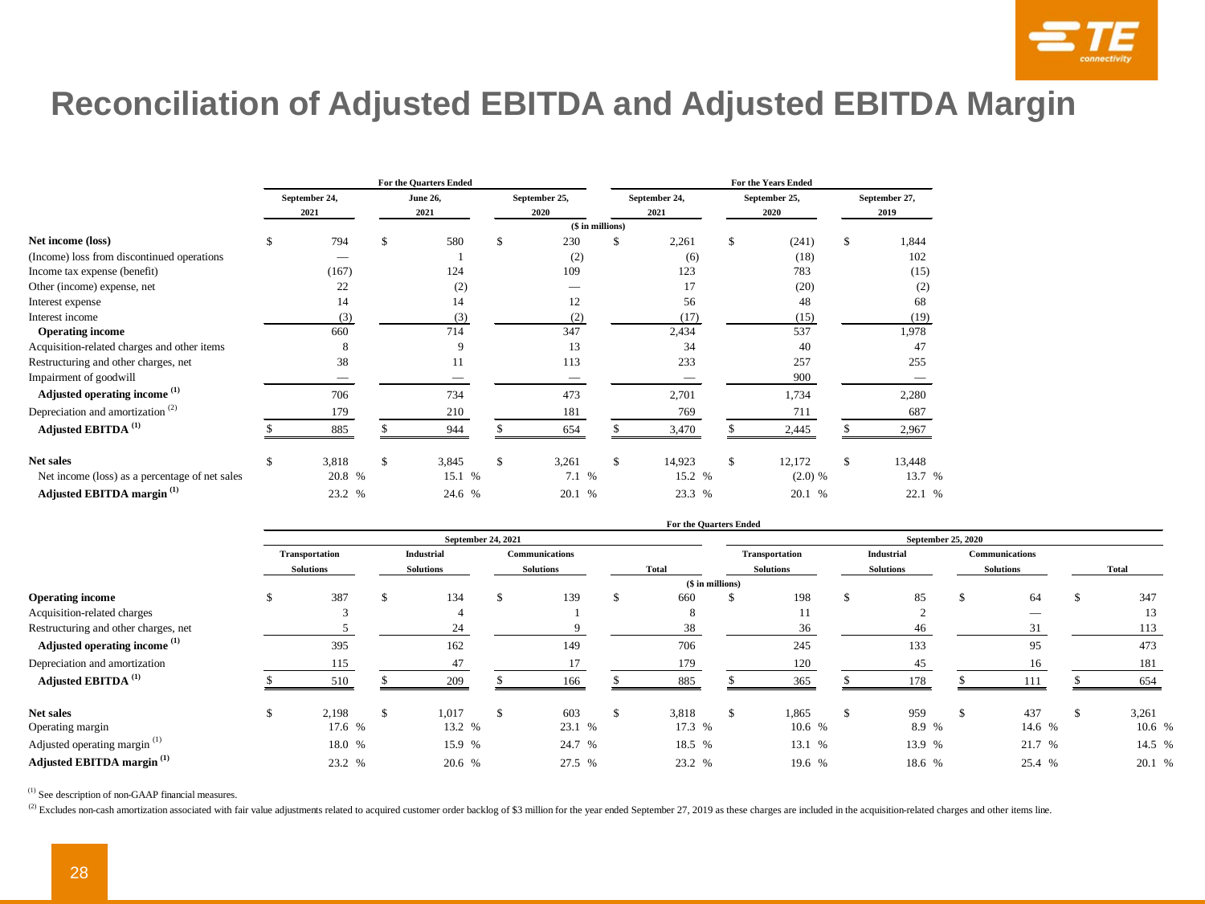# Reconciliation of Adjusted EBITDA and Adjusted EBITDA Margin

| | For the Quarters Ended | | | For the Years Ended | | |
|---|---|---|---|---|---|---|
| | September 24, 2021 | June 26, 2021 | September 25, 2020 | September 24, 2021 | September 25, 2020 | September 27, 2019 |
| | ($ in millions) | | | | | |
| **Net income (loss)** | $ 794 | $ 580 | $ 230 | $ 2,261 | $ (241) | $ 1,844 |
| (Income) loss from discontinued operations | — | 1 | (2) | (6) | (18) | 102 |
| Income tax expense (benefit) | (167) | 124 | 109 | 123 | 783 | (15) |
| Other (income) expense, net | 22 | (2) | — | 17 | (20) | (2) |
| Interest expense | 14 | 14 | 12 | 56 | 48 | 68 |
| Interest income | (3) | (3) | (2) | (17) | (15) | (19) |
| **Operating income** | 660 | 714 | 347 | 2,434 | 537 | 1,978 |
| Acquisition-related charges and other items | 8 | 9 | 13 | 34 | 40 | 47 |
| Restructuring and other charges, net | 38 | 11 | 113 | 233 | 257 | 255 |
| Impairment of goodwill | — | — | — | — | 900 | — |
| **Adjusted operating income** [1] | 706 | 734 | 473 | 2,701 | 1,734 | 2,280 |
| Depreciation and amortization [2] | 179 | 210 | 181 | 769 | 711 | 687 |
| **Adjusted EBITDA** [1] | $ 885 | $ 944 | $ 654 | $ 3,470 | $ 2,445 | $ 2,967 |
| **Net sales** | $ 3,818 | $ 3,845 | $ 3,261 | $ 14,923 | $ 12,172 | $ 13,448 |
| Net income (loss) as a percentage of net sales | 20.8 % | 15.1 % | 7.1 % | 15.2 % | (2.0) % | 13.7 % |
| **Adjusted EBITDA margin** [1] | 23.2 % | 24.6 % | 20.1 % | 23.3 % | 20.1 % | 22.1 % |

| | For the Quarters Ended | | | | | | | |
|---|---|---|---|---|---|---|---|---|
| | September 24, 2021 | | | | September 25, 2020 | | | |
| | Transportation Solutions | Industrial Solutions | Communications Solutions | Total | Transportation Solutions | Industrial Solutions | Communications Solutions | Total |
| | ($ in millions) | | | | | | | |
| **Operating income** | $ 387 | $ 134 | $ 139 | $ 660 | $ 198 | $ 85 | $ 64 | $ 347 |
| Acquisition-related charges | 3 | 4 | 1 | 8 | 11 | 2 | — | 13 |
| Restructuring and other charges, net | 5 | 24 | 9 | 38 | 36 | 46 | 31 | 113 |
| **Adjusted operating income** [1] | 395 | 162 | 149 | 706 | 245 | 133 | 95 | 473 |
| Depreciation and amortization | 115 | 47 | 17 | 179 | 120 | 45 | 16 | 181 |
| **Adjusted EBITDA** [1] | $ 510 | $ 209 | $ 166 | $ 885 | $ 365 | $ 178 | $ 111 | $ 654 |
| **Net sales** | $ 2,198 | $ 1,017 | $ 603 | $ 3,818 | $ 1,865 | $ 959 | $ 437 | $ 3,261 |
| Operating margin | 17.6 % | 13.2 % | 23.1 % | 17.3 % | 10.6 % | 8.9 % | 14.6 % | 10.6 % |
| Adjusted operating margin [1] | 18.0 % | 15.9 % | 24.7 % | 18.5 % | 13.1 % | 13.9 % | 21.7 % | 14.5 % |
| **Adjusted EBITDA margin** [1] | 23.2 % | 20.6 % | 27.5 % | 23.2 % | 19.6 % | 18.6 % | 25.4 % | 20.1 % |

[1] See description of non-GAAP financial measures.

[2] Excludes non-cash amortization associated with fair value adjustments related to acquired customer order backlog of $3 million for the year ended September 27, 2019 as these charges are included in the acquisition-related charges and other items line.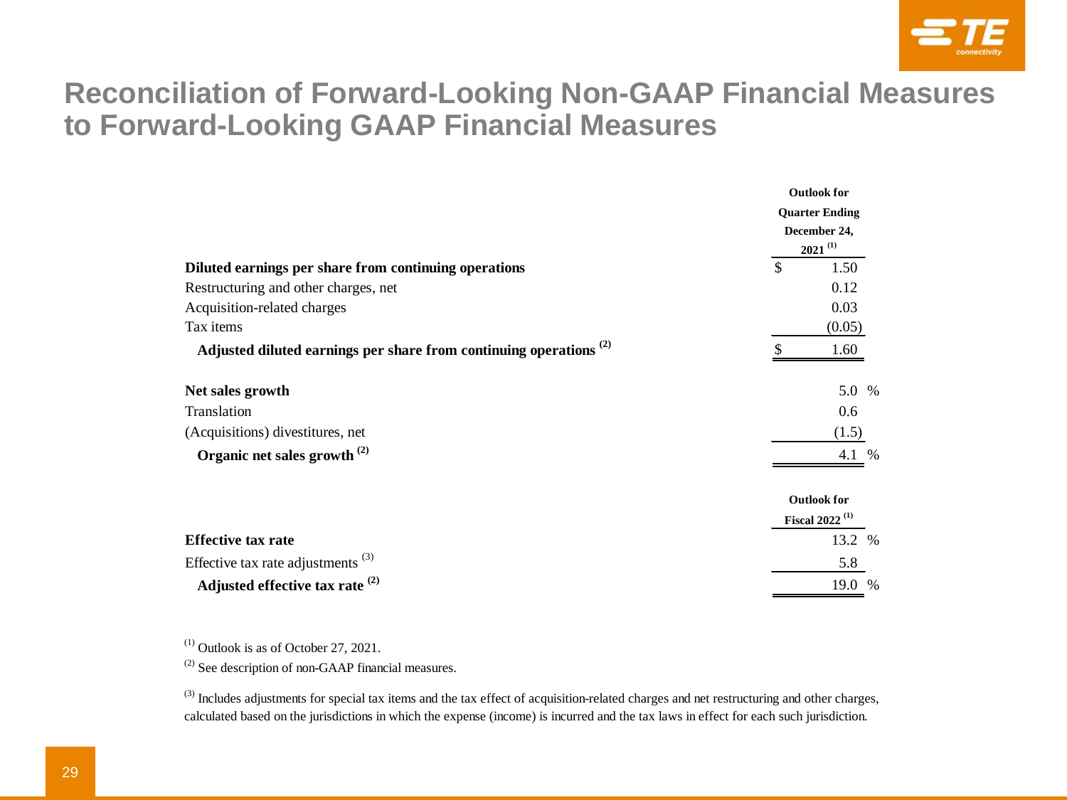# Reconciliation of Forward-Looking Non-GAAP Financial Measures to Forward-Looking GAAP Financial Measures

| | Outlook for Quarter Ending December 24, 2021 [(1)] |
|---|---|
| **Diluted earnings per share from continuing operations** | $ 1.50 |
| Restructuring and other charges, net | 0.12 |
| Acquisition-related charges | 0.03 |
| Tax items | (0.05) |
| **Adjusted diluted earnings per share from continuing operations** [(2)] | $ 1.60 |
| | |
| **Net sales growth** | 5.0 % |
| Translation | 0.6 |
| (Acquisitions) divestitures, net | (1.5) |
| **Organic net sales growth** [(2)] | 4.1 % |

| | Outlook for Fiscal 2022 [(1)] |
|---|---|
| **Effective tax rate** | 13.2 % |
| Effective tax rate adjustments [(3)] | 5.8 |
| **Adjusted effective tax rate** [(2)] | 19.0 % |

[(1)] Outlook is as of October 27, 2021.

[(2)] See description of non-GAAP financial measures.

[(3)] Includes adjustments for special tax items and the tax effect of acquisition-related charges and net restructuring and other charges, calculated based on the jurisdictions in which the expense (income) is incurred and the tax laws in effect for each such jurisdiction.